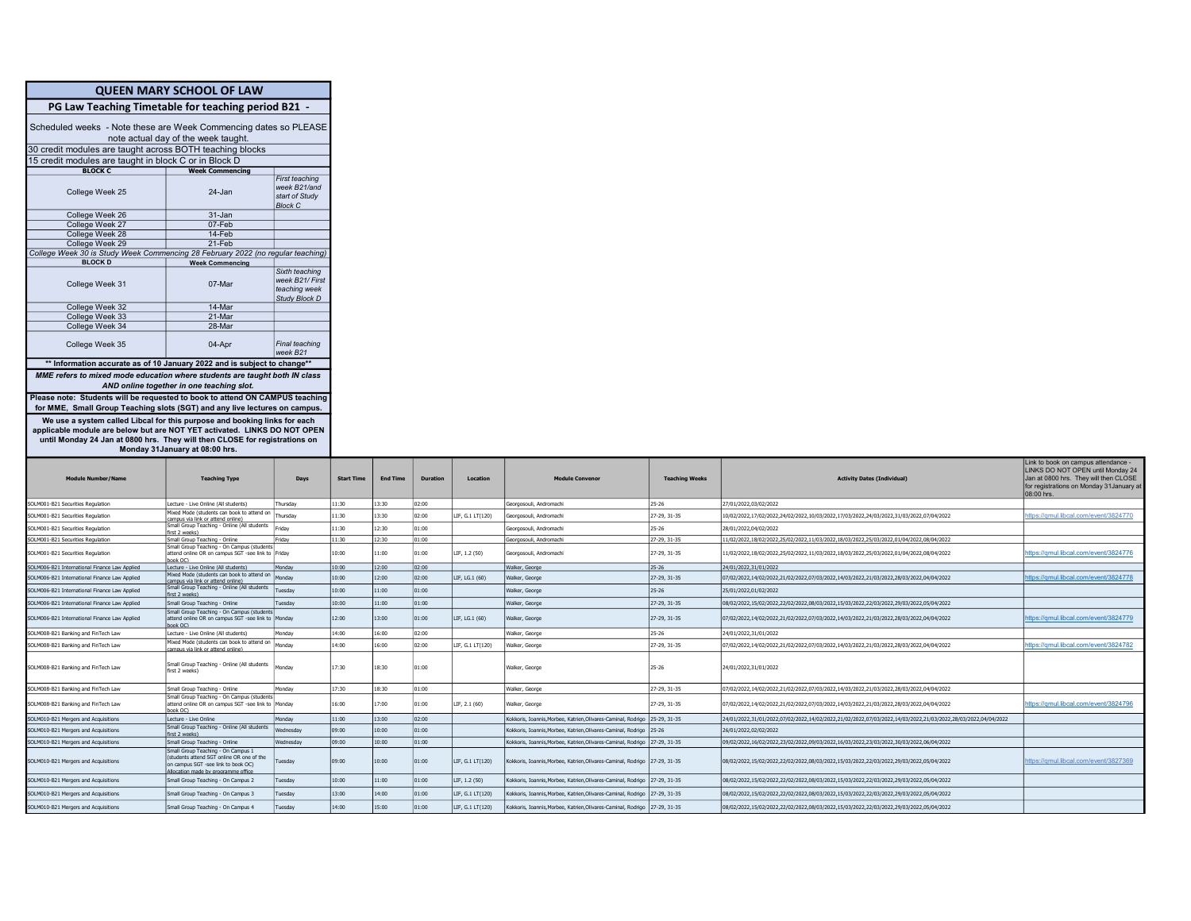## QUEEN MARY SCHOOL OF LAW

### PG Law Teaching Timetable for teaching period B21 -

Scheduled weeks - Note these are Week Commencing dates so PLEASE note actual day of the week taught.

30 credit modules are taught across BOTH teaching blocks

15 credit modules are taught in block C or in Block D

| BLOCK C | Week Commencing | |
|---|---|---|
| College Week 25 | 24-Jan | *First teaching week B21/and start of Study Block C* |
| College Week 26 | 31-Jan | |
| College Week 27 | 07-Feb | |
| College Week 28 | 14-Feb | |
| College Week 29 | 21-Feb | |
| *College Week 30 is Study Week Commencing 28 February 2022 (no regular teaching)* | | |
| **BLOCK D** | **Week Commencing** | |
| College Week 31 | 07-Mar | *Sixth teaching week B21/ First teaching week Study Block D* |
| College Week 32 | 14-Mar | |
| College Week 33 | 21-Mar | |
| College Week 34 | 28-Mar | |
| College Week 35 | 04-Apr | *Final teaching week B21* |

**\*\* Information accurate as of 10 January 2022 and is subject to change\*\***

***MME refers to mixed mode education where students are taught both IN class AND online together in one teaching slot.***

**Please note: Students will be requested to book to attend ON CAMPUS teaching for MME, Small Group Teaching slots (SGT) and any live lectures on campus.**

**We use a system called Libcal for this purpose and booking links for each applicable module are below but are NOT YET activated. LINKS DO NOT OPEN until Monday 24 Jan at 0800 hrs. They will then CLOSE for registrations on Monday 31January at 08:00 hrs.**

| Module Number/Name | Teaching Type | Days | Start Time | End Time | Duration | Location | Module Convenor | Teaching Weeks | Activity Dates (Individual) | Link to book on campus attendance - LINKS DO NOT OPEN until Monday 24 Jan at 0800 hrs. They will then CLOSE for registrations on Monday 31January at 08:00 hrs. |
|---|---|---|---|---|---|---|---|---|---|---|
| SOLM001-B21 Securities Regulation | Lecture - Live Online (All students) | Thursday | 11:30 | 13:30 | 02:00 | | Georgosouli, Andromachi | 25-26 | 27/01/2022,03/02/2022 | |
| SOLM001-B21 Securities Regulation | Mixed Mode (students can book to attend on campus via link or attend online) | Thursday | 11:30 | 13:30 | 02:00 | LIF, G.1 LT(120) | Georgosouli, Andromachi | 27-29, 31-35 | 10/02/2022,17/02/2022,24/02/2022,10/03/2022,17/03/2022,24/03/2022,31/03/2022,07/04/2022 | https://qmul.libcal.com/event/3824770 |
| SOLM001-B21 Securities Regulation | Small Group Teaching - Online (All students first 2 weeks) | Friday | 11:30 | 12:30 | 01:00 | | Georgosouli, Andromachi | 25-26 | 28/01/2022,04/02/2022 | |
| SOLM001-B21 Securities Regulation | Small Group Teaching - Online | Friday | 11:30 | 12:30 | 01:00 | | Georgosouli, Andromachi | 27-29, 31-35 | 11/02/2022,18/02/2022,25/02/2022,11/03/2022,18/03/2022,25/03/2022,01/04/2022,08/04/2022 | |
| SOLM001-B21 Securities Regulation | Small Group Teaching - On Campus (students attend online OR on campus SGT -see link to book OC) | Friday | 10:00 | 11:00 | 01:00 | LIF, 1.2 (50) | Georgosouli, Andromachi | 27-29, 31-35 | 11/02/2022,18/02/2022,25/02/2022,11/03/2022,18/03/2022,25/03/2022,01/04/2022,08/04/2022 | https://qmul.libcal.com/event/3824776 |
| SOLM006-B21 International Finance Law Applied | Lecture - Live Online (All students) | Monday | 10:00 | 12:00 | 02:00 | | Walker, George | 25-26 | 24/01/2022,31/01/2022 | |
| SOLM006-B21 International Finance Law Applied | Mixed Mode (students can book to attend on campus via link or attend online) | Monday | 10:00 | 12:00 | 02:00 | LIF, LG.1 (60) | Walker, George | 27-29, 31-35 | 07/02/2022,14/02/2022,21/02/2022,07/03/2022,14/03/2022,21/03/2022,28/03/2022,04/04/2022 | https://qmul.libcal.com/event/3824778 |
| SOLM006-B21 International Finance Law Applied | Small Group Teaching - Online (All students first 2 weeks) | Tuesday | 10:00 | 11:00 | 01:00 | | Walker, George | 25-26 | 25/01/2022,01/02/2022 | |
| SOLM006-B21 International Finance Law Applied | Small Group Teaching - Online | Tuesday | 10:00 | 11:00 | 01:00 | | Walker, George | 27-29, 31-35 | 08/02/2022,15/02/2022,22/02/2022,08/03/2022,15/03/2022,22/03/2022,29/03/2022,05/04/2022 | |
| SOLM006-B21 International Finance Law Applied | Small Group Teaching - On Campus (students attend online OR on campus SGT -see link to book OC) | Monday | 12:00 | 13:00 | 01:00 | LIF, LG.1 (60) | Walker, George | 27-29, 31-35 | 07/02/2022,14/02/2022,21/02/2022,07/03/2022,14/03/2022,21/03/2022,28/03/2022,04/04/2022 | https://qmul.libcal.com/event/3824779 |
| SOLM008-B21 Banking and FinTech Law | Lecture - Live Online (All students) | Monday | 14:00 | 16:00 | 02:00 | | Walker, George | 25-26 | 24/01/2022,31/01/2022 | |
| SOLM008-B21 Banking and FinTech Law | Mixed Mode (students can book to attend on campus via link or attend online) | Monday | 14:00 | 16:00 | 02:00 | LIF, G.1 LT(120) | Walker, George | 27-29, 31-35 | 07/02/2022,14/02/2022,21/02/2022,07/03/2022,14/03/2022,21/03/2022,28/03/2022,04/04/2022 | https://qmul.libcal.com/event/3824782 |
| SOLM008-B21 Banking and FinTech Law | Small Group Teaching - Online (All students first 2 weeks) | Monday | 17:30 | 18:30 | 01:00 | | Walker, George | 25-26 | 24/01/2022,31/01/2022 | |
| SOLM008-B21 Banking and FinTech Law | Small Group Teaching - Online | Monday | 17:30 | 18:30 | 01:00 | | Walker, George | 27-29, 31-35 | 07/02/2022,14/02/2022,21/02/2022,07/03/2022,14/03/2022,21/03/2022,28/03/2022,04/04/2022 | |
| SOLM008-B21 Banking and FinTech Law | Small Group Teaching - On Campus (students attend online OR on campus SGT -see link to book OC) | Monday | 16:00 | 17:00 | 01:00 | LIF, 2.1 (60) | Walker, George | 27-29, 31-35 | 07/02/2022,14/02/2022,21/02/2022,07/03/2022,14/03/2022,21/03/2022,28/03/2022,04/04/2022 | https://qmul.libcal.com/event/3824796 |
| SOLM010-B21 Mergers and Acquisitions | Lecture - Live Online | Monday | 11:00 | 13:00 | 02:00 | | Kokkoris, Ioannis,Morbee, Katrien,Olivares-Caminal, Rodrigo | 25-29, 31-35 | 24/01/2022,31/01/2022,07/02/2022,14/02/2022,21/02/2022,07/03/2022,14/03/2022,21/03/2022,28/03/2022,04/04/2022 | |
| SOLM010-B21 Mergers and Acquisitions | Small Group Teaching - Online (All students first 2 weeks) | Wednesday | 09:00 | 10:00 | 01:00 | | Kokkoris, Ioannis,Morbee, Katrien,Olivares-Caminal, Rodrigo | 25-26 | 26/01/2022,02/02/2022 | |
| SOLM010-B21 Mergers and Acquisitions | Small Group Teaching - Online | Wednesday | 09:00 | 10:00 | 01:00 | | Kokkoris, Ioannis,Morbee, Katrien,Olivares-Caminal, Rodrigo | 27-29, 31-35 | 09/02/2022,16/02/2022,23/02/2022,09/03/2022,16/03/2022,23/03/2022,30/03/2022,06/04/2022 | |
| SOLM010-B21 Mergers and Acquisitions | Small Group Teaching - On Campus 1 (students attend SGT online OR one of the on campus SGT -see link to book OC) Allocation made by programme office | Tuesday | 09:00 | 10:00 | 01:00 | LIF, G.1 LT(120) | Kokkoris, Ioannis,Morbee, Katrien,Olivares-Caminal, Rodrigo | 27-29, 31-35 | 08/02/2022,15/02/2022,22/02/2022,08/03/2022,15/03/2022,22/03/2022,29/03/2022,05/04/2022 | https://qmul.libcal.com/event/3827369 |
| SOLM010-B21 Mergers and Acquisitions | Small Group Teaching - On Campus 2 | Tuesday | 10:00 | 11:00 | 01:00 | LIF, 1.2 (50) | Kokkoris, Ioannis,Morbee, Katrien,Olivares-Caminal, Rodrigo | 27-29, 31-35 | 08/02/2022,15/02/2022,22/02/2022,08/03/2022,15/03/2022,22/03/2022,29/03/2022,05/04/2022 | |
| SOLM010-B21 Mergers and Acquisitions | Small Group Teaching - On Campus 3 | Tuesday | 13:00 | 14:00 | 01:00 | LIF, G.1 LT(120) | Kokkoris, Ioannis,Morbee, Katrien,Olivares-Caminal, Rodrigo | 27-29, 31-35 | 08/02/2022,15/02/2022,22/02/2022,08/03/2022,15/03/2022,22/03/2022,29/03/2022,05/04/2022 | |
| SOLM010-B21 Mergers and Acquisitions | Small Group Teaching - On Campus 4 | Tuesday | 14:00 | 15:00 | 01:00 | LIF, G.1 LT(120) | Kokkoris, Ioannis,Morbee, Katrien,Olivares-Caminal, Rodrigo | 27-29, 31-35 | 08/02/2022,15/02/2022,22/02/2022,08/03/2022,15/03/2022,22/03/2022,29/03/2022,05/04/2022 | |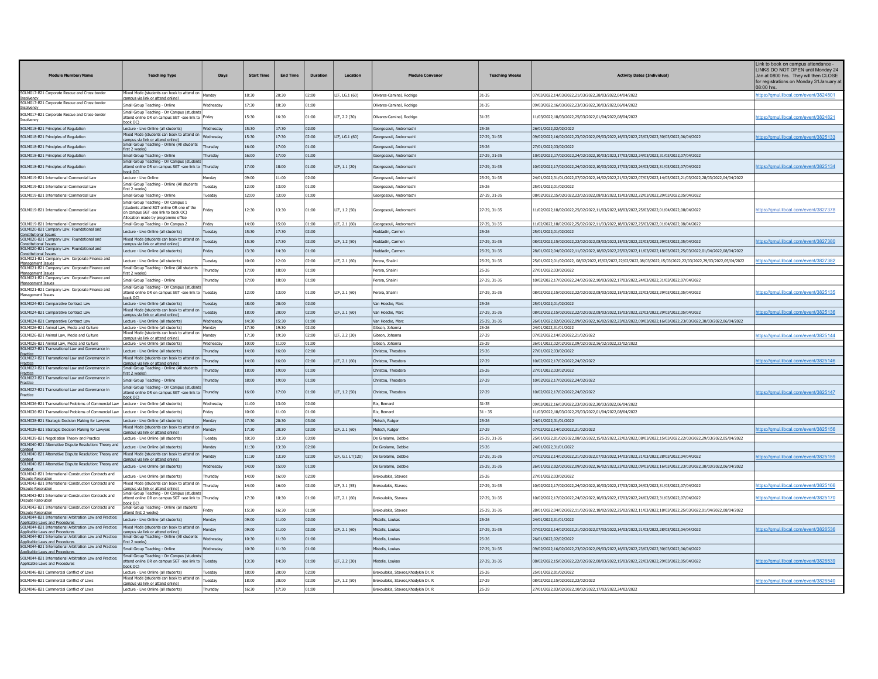| Module Number/Name | Teaching Type | Days | Start Time | End Time | Duration | Location | Module Convenor | Teaching Weeks | Activity Dates (Individual) | Link to book on campus attendance - LINKS DO NOT OPEN until Monday 24 Jan at 0800 hrs. They will then CLOSE for registrations on Monday 31January at 08:00 hrs. |
|---|---|---|---|---|---|---|---|---|---|---|
| SOLM017-B21 Corporate Rescue and Cross-border Insolvency | Mixed Mode (students can book to attend on campus via link or attend online) | Monday | 18:30 | 20:30 | 02:00 | LIF, LG.1 (60) | Olivares-Caminal, Rodrigo | 31-35 | 07/03/2022,14/03/2022,21/03/2022,28/03/2022,04/04/2022 | https://qmul.libcal.com/event/3824801 |
| SOLM017-B21 Corporate Rescue and Cross-border Insolvency | Small Group Teaching - Online | Wednesday | 17:30 | 18:30 | 01:00 | | Olivares-Caminal, Rodrigo | 31-35 | 09/03/2022,16/03/2022,23/03/2022,30/03/2022,06/04/2022 | |
| SOLM017-B21 Corporate Rescue and Cross-border Insolvency | Small Group Teaching - On Campus (students attend online OR on campus SGT -see link to book OC) | Friday | 15:30 | 16:30 | 01:00 | LIF, 2.2 (30) | Olivares-Caminal, Rodrigo | 31-35 | 11/03/2022,18/03/2022,25/03/2022,01/04/2022,08/04/2022 | https://qmul.libcal.com/event/3824821 |
| SOLM018-B21 Principles of Regulation | Lecture - Live Online (all students) | Wednesday | 15:30 | 17:30 | 02:00 | | Georgosouli, Andromachi | 25-26 | 26/01/2022,02/02/2022 | |
| SOLM018-B21 Principles of Regulation | Mixed Mode (students can book to attend on campus via link or attend online) | Wednesday | 15:30 | 17:30 | 02:00 | LIF, LG.1 (60) | Georgosouli, Andromachi | 27-29, 31-35 | 09/02/2022,16/02/2022,23/02/2022,09/03/2022,16/03/2022,23/03/2022,30/03/2022,06/04/2022 | https://qmul.libcal.com/event/3825133 |
| SOLM018-B21 Principles of Regulation | Small Group Teaching - Online (All students first 2 weeks) | Thursday | 16:00 | 17:00 | 01:00 | | Georgosouli, Andromachi | 25-26 | 27/01/2022,03/02/2022 | |
| SOLM018-B21 Principles of Regulation | Small Group Teaching - Online | Thursday | 16:00 | 17:00 | 01:00 | | Georgosouli, Andromachi | 27-29, 31-35 | 10/02/2022,17/02/2022,24/02/2022,10/03/2022,17/03/2022,24/03/2022,31/03/2022,07/04/2022 | |
| SOLM018-B21 Principles of Regulation | Small Group Teaching - On Campus (students attend online OR on campus SGT -see link to book OC) | Thursday | 17:00 | 18:00 | 01:00 | LIF, 1.1 (20) | Georgosouli, Andromachi | 27-29, 31-35 | 10/02/2022,17/02/2022,24/02/2022,10/03/2022,17/03/2022,24/03/2022,31/03/2022,07/04/2022 | https://qmul.libcal.com/event/3825134 |
| SOLM019-B21 International Commercial Law | Lecture - Live Online | Monday | 09:00 | 11:00 | 02:00 | | Georgosouli, Andromachi | 25-29, 31-35 | 24/01/2022,31/01/2022,07/02/2022,14/02/2022,21/02/2022,07/03/2022,14/03/2022,21/03/2022,28/03/2022,04/04/2022 | |
| SOLM019-B21 International Commercial Law | Small Group Teaching - Online (All students first 2 weeks) | Tuesday | 12:00 | 13:00 | 01:00 | | Georgosouli, Andromachi | 25-26 | 25/01/2022,01/02/2022 | |
| SOLM019-B21 International Commercial Law | Small Group Teaching - Online | Tuesday | 12:00 | 13:00 | 01:00 | | Georgosouli, Andromachi | 27-29, 31-35 | 08/02/2022,15/02/2022,22/02/2022,08/03/2022,15/03/2022,22/03/2022,29/03/2022,05/04/2022 | |
| SOLM019-B21 International Commercial Law | Small Group Teaching - On Campus 1 (students attend SGT online OR one of the on campus SGT -see link to book OC) Allocation made by programme office | Friday | 12:30 | 13:30 | 01:00 | LIF, 1.2 (50) | Georgosouli, Andromachi | 27-29, 31-35 | 11/02/2022,18/02/2022,25/02/2022,11/03/2022,18/03/2022,25/03/2022,01/04/2022,08/04/2022 | https://qmul.libcal.com/event/3827378 |
| SOLM019-B21 International Commercial Law | Small Group Teaching - On Campus 2 | Friday | 14:00 | 15:00 | 01:00 | LIF, 2.1 (60) | Georgosouli, Andromachi | 27-29, 31-35 | 11/02/2022,18/02/2022,25/02/2022,11/03/2022,18/03/2022,25/03/2022,01/04/2022,08/04/2022 | |
| SOLM020-B21 Company Law: Foundational and Constitutional Issues | Lecture - Live Online (all students) | Tuesday | 15:30 | 17:30 | 02:00 | | Haddadin, Carmen | 25-26 | 25/01/2022,01/02/2022 | |
| SOLM020-B21 Company Law: Foundational and Constitutional Issues | Mixed Mode (students can book to attend on campus via link or attend online) | Tuesday | 15:30 | 17:30 | 02:00 | LIF, 1.2 (50) | Haddadin, Carmen | 27-29, 31-35 | 08/02/2022,15/02/2022,22/02/2022,08/03/2022,15/03/2022,22/03/2022,29/03/2022,05/04/2022 | https://qmul.libcal.com/event/3827380 |
| SOLM020-B21 Company Law: Foundational and Constitutional Issues | Lecture - Live Online (all students) | Friday | 13:30 | 14:30 | 01:00 | | Haddadin, Carmen | 25-29, 31-35 | 28/01/2022,04/02/2022,11/02/2022,18/02/2022,25/02/2022,11/03/2022,18/03/2022,25/03/2022,01/04/2022,08/04/2022 | |
| SOLM021-B21 Company Law: Corporate Finance and Management Issues | Lecture - Live Online (all students) | Tuesday | 10:00 | 12:00 | 02:00 | LIF, 2.1 (60) | Perera, Shalini | 25-29, 31-35 | 25/01/2022,01/02/2022, 08/02/2022,15/02/2022,22/02/2022,08/03/2022,15/03/2022,22/03/2022,29/03/2022,05/04/2022 | https://qmul.libcal.com/event/3827382 |
| SOLM021-B21 Company Law: Corporate Finance and Management Issues | Small Group Teaching - Online (All students first 2 weeks) | Thursday | 17:00 | 18:00 | 01:00 | | Perera, Shalini | 25-26 | 27/01/2022,03/02/2022 | |
| SOLM021-B21 Company Law: Corporate Finance and Management Issues | Small Group Teaching - Online | Thursday | 17:00 | 18:00 | 01:00 | | Perera, Shalini | 27-29, 31-35 | 10/02/2022,17/02/2022,24/02/2022,10/03/2022,17/03/2022,24/03/2022,31/03/2022,07/04/2022 | |
| SOLM021-B21 Company Law: Corporate Finance and Management Issues | Small Group Teaching - On Campus (students attend online OR on campus SGT -see link to book OC) | Tuesday | 12:00 | 13:00 | 01:00 | LIF, 2.1 (60) | Perera, Shalini | 27-29, 31-35 | 08/02/2022,15/02/2022,22/02/2022,08/03/2022,15/03/2022,22/03/2022,29/03/2022,05/04/2022 | https://qmul.libcal.com/event/3825135 |
| SOLM024-B21 Comparative Contract Law | Lecture - Live Online (all students) | Tuesday | 18:00 | 20:00 | 02:00 | | Van Hoecke, Marc | 25-26 | 25/01/2022,01/02/2022 | |
| SOLM024-B21 Comparative Contract Law | Mixed Mode (students can book to attend on campus via link or attend online) | Tuesday | 18:00 | 20:00 | 02:00 | LIF, 2.1 (60) | Van Hoecke, Marc | 27-29, 31-35 | 08/02/2022,15/02/2022,22/02/2022,08/03/2022,15/03/2022,22/03/2022,29/03/2022,05/04/2022 | https://qmul.libcal.com/event/3825136 |
| SOLM024-B21 Comparative Contract Law | Lecture - Live Online (all students) | Wednesday | 14:30 | 15:30 | 01:00 | | Van Hoecke, Marc | 25-29, 31-35 | 26/01/2022,02/02/2022,09/02/2022,16/02/2022,23/02/2022,09/03/2022,16/03/2022,23/03/2022,30/03/2022,06/04/2022 | |
| SOLM026-B21 Animal Law, Media and Culture | Lecture - Live Online (all students) | Monday | 17:30 | 19:30 | 02:00 | | Gibson, Johanna | 25-26 | 24/01/2022,31/01/2022 | |
| SOLM026-B21 Animal Law, Media and Culture | Mixed Mode (students can book to attend on campus via link or attend online) | Monday | 17:30 | 19:30 | 02:00 | LIF, 2.2 (30) | Gibson, Johanna | 27-29 | 07/02/2022,14/02/2022,21/02/2022 | https://qmul.libcal.com/event/3825144 |
| SOLM026-B21 Animal Law, Media and Culture | Lecture - Live Online (all students) | Wednesday | 10:00 | 11:00 | 01:00 | | Gibson, Johanna | 25-29 | 26/01/2022,02/02/2022,09/02/2022,16/02/2022,23/02/2022 | |
| SOLM027-B21 Transnational Law and Governance in Practice | Lecture - Live Online (all students) | Thursday | 14:00 | 16:00 | 02:00 | | Christou, Theodora | 25-26 | 27/01/2022,03/02/2022 | |
| SOLM027-B21 Transnational Law and Governance in Practice | Mixed Mode (students can book to attend on campus via link or attend online) | Thursday | 14:00 | 16:00 | 02:00 | LIF, 2.1 (60) | Christou, Theodora | 27-29 | 10/02/2022,17/02/2022,24/02/2022 | https://qmul.libcal.com/event/3825146 |
| SOLM027-B21 Transnational Law and Governance in Practice | Small Group Teaching - Online (All students first 2 weeks) | Thursday | 18:00 | 19:00 | 01:00 | | Christou, Theodora | 25-26 | 27/01/2022,03/02/2022 | |
| SOLM027-B21 Transnational Law and Governance in Practice | Small Group Teaching - Online | Thursday | 18:00 | 19:00 | 01:00 | | Christou, Theodora | 27-29 | 10/02/2022,17/02/2022,24/02/2022 | |
| SOLM027-B21 Transnational Law and Governance in Practice | Small Group Teaching - On Campus (students attend online OR on campus SGT -see link to book OC) | Thursday | 16:00 | 17:00 | 01:00 | LIF, 1.2 (50) | Christou, Theodora | 27-29 | 10/02/2022,17/02/2022,24/02/2022 | https://qmul.libcal.com/event/3825147 |
| SOLM036-B21 Transnational Problems of Commercial Law | Lecture - Live Online (all students) | Wednesday | 11:00 | 13:00 | 02:00 | | Rix, Bernard | 31-35 | 09/03/2022,16/03/2022,23/03/2022,30/03/2022,06/04/2022 | |
| SOLM036-B21 Transnational Problems of Commercial Law | Lecture - Live Online (all students) | Friday | 10:00 | 11:00 | 01:00 | | Rix, Bernard | 31 - 35 | 11/03/2022,18/03/2022,25/03/2022,01/04/2022,08/04/2022 | |
| SOLM038-B21 Strategic Decision Making for Lawyers | Lecture - Live Online (all students) | Monday | 17:30 | 20:30 | 03:00 | | Metsch, Rutger | 25-26 | 24/01/2022,31/01/2022 | |
| SOLM038-B21 Strategic Decision Making for Lawyers | Mixed Mode (students can book to attend on campus via link or attend online) | Monday | 17:30 | 20:30 | 03:00 | LIF, 2.1 (60) | Metsch, Rutger | 27-29 | 07/02/2022,14/02/2022,21/02/2022 | https://qmul.libcal.com/event/3825156 |
| SOLM039-B21 Negotiation Theory and Practice | Lecture - Live Online (all students) | Tuesday | 10:30 | 13:30 | 03:00 | | De Girolamo, Debbie | 25-29, 31-35 | 25/01/2022,01/02/2022,08/02/2022,15/02/2022,22/02/2022,08/03/2022,15/03/2022,22/03/2022,29/03/2022,05/04/2022 | |
| SOLM040-B21 Alternative Dispute Resolution: Theory and Context | Lecture - Live Online (all students) | Monday | 11:30 | 13:30 | 02:00 | | De Girolamo, Debbie | 25-26 | 24/01/2022,31/01/2022 | |
| SOLM040-B21 Alternative Dispute Resolution: Theory and Context | Mixed Mode (students can book to attend on campus via link or attend online) | Monday | 11:30 | 13:30 | 02:00 | LIF, G.1 LT(120) | De Girolamo, Debbie | 27-29, 31-35 | 07/02/2022,14/02/2022,21/02/2022,07/03/2022,14/03/2022,21/03/2022,28/03/2022,04/04/2022 | https://qmul.libcal.com/event/3825159 |
| SOLM040-B21 Alternative Dispute Resolution: Theory and Context | Lecture - Live Online (all students) | Wednesday | 14:00 | 15:00 | 01:00 | | De Girolamo, Debbie | 25-29, 31-35 | 26/01/2022,02/02/2022,09/02/2022,16/02/2022,23/02/2022,09/03/2022,16/03/2022,23/03/2022,30/03/2022,06/04/2022 | |
| SOLM042-B21 International Construction Contracts and Dispute Resolution | Lecture - Live Online (all students) | Thursday | 14:00 | 16:00 | 02:00 | | Brekoulakis, Stavros | 25-26 | 27/01/2022,03/02/2022 | |
| SOLM042-B21 International Construction Contracts and Dispute Resolution | Mixed Mode (students can book to attend on campus via link or attend online) | Thursday | 14:00 | 16:00 | 02:00 | LIF, 3.1 (55) | Brekoulakis, Stavros | 27-29, 31-35 | 10/02/2022,17/02/2022,24/02/2022,10/03/2022,17/03/2022,24/03/2022,31/03/2022,07/04/2022 | https://qmul.libcal.com/event/3825166 |
| SOLM042-B21 International Construction Contracts and Dispute Resolution | Small Group Teaching - On Campus (students attend online OR on campus SGT -see link to book OC) | Thursday | 17:30 | 18:30 | 01:00 | LIF, 2.1 (60) | Brekoulakis, Stavros | 27-29, 31-35 | 10/02/2022,17/02/2022,24/02/2022,10/03/2022,17/03/2022,24/03/2022,31/03/2022,07/04/2022 | https://qmul.libcal.com/event/3825170 |
| SOLM042-B21 International Construction Contracts and Dispute Resolution | Small Group Teaching - Online (all students attend first 2 weeks) | Friday | 15:30 | 16:30 | 01:00 | | Brekoulakis, Stavros | 25-29, 31-35 | 28/01/2022,04/02/2022,11/02/2022,18/02/2022,25/02/2022,11/03/2022,18/03/2022,25/03/2022,01/04/2022,08/04/2022 | |
| SOLM044-B21 International Arbitration Law and Practice: Applicable Laws and Procedures | Lecture - Live Online (all students) | Monday | 09:00 | 11:00 | 02:00 | | Mistelis, Loukas | 25-26 | 24/01/2022,31/01/2022 | |
| SOLM044-B21 International Arbitration Law and Practice: Applicable Laws and Procedures | Mixed Mode (students can book to attend on campus via link or attend online) | Monday | 09:00 | 11:00 | 02:00 | LIF, 2.1 (60) | Mistelis, Loukas | 27-29, 31-35 | 07/02/2022,14/02/2022,21/02/2022,07/03/2022,14/03/2022,21/03/2022,28/03/2022,04/04/2022 | https://qmul.libcal.com/event/3826536 |
| SOLM044-B21 International Arbitration Law and Practice: Applicable Laws and Procedures | Small Group Teaching - Online (All students first 2 weeks) | Wednesday | 10:30 | 11:30 | 01:00 | | Mistelis, Loukas | 25-26 | 26/01/2022,02/02/2022 | |
| SOLM044-B21 International Arbitration Law and Practice: Applicable Laws and Procedures | Small Group Teaching - Online | Wednesday | 10:30 | 11:30 | 01:00 | | Mistelis, Loukas | 27-29, 31-35 | 09/02/2022,16/02/2022,23/02/2022,09/03/2022,16/03/2022,23/03/2022,30/03/2022,06/04/2022 | |
| SOLM044-B21 International Arbitration Law and Practice: Applicable Laws and Procedures | Small Group Teaching - On Campus (students attend online OR on campus SGT -see link to book OC) | Tuesday | 13:30 | 14:30 | 01:00 | LIF, 2.2 (30) | Mistelis, Loukas | 27-29, 31-35 | 08/02/2022,15/02/2022,22/02/2022,08/03/2022,15/03/2022,22/03/2022,29/03/2022,05/04/2022 | https://qmul.libcal.com/event/3826539 |
| SOLM046-B21 Commercial Conflict of Laws | Lecture - Live Online (all students) | Tuesday | 18:00 | 20:00 | 02:00 | | Brekoulakis, Stavros,Khodykin Dr. R | 25-26 | 25/01/2022,01/02/2022 | |
| SOLM046-B21 Commercial Conflict of Laws | Mixed Mode (students can book to attend on campus via link or attend online) | Tuesday | 18:00 | 20:00 | 02:00 | LIF, 1.2 (50) | Brekoulakis, Stavros,Khodykin Dr. R | 27-29 | 08/02/2022,15/02/2022,22/02/2022 | https://qmul.libcal.com/event/3826540 |
| SOLM046-B21 Commercial Conflict of Laws | Lecture - Live Online (all students) | Thursday | 16:30 | 17:30 | 01:00 | | Brekoulakis, Stavros,Khodykin Dr. R | 25-29 | 27/01/2022,03/02/2022,10/02/2022,17/02/2022,24/02/2022 | |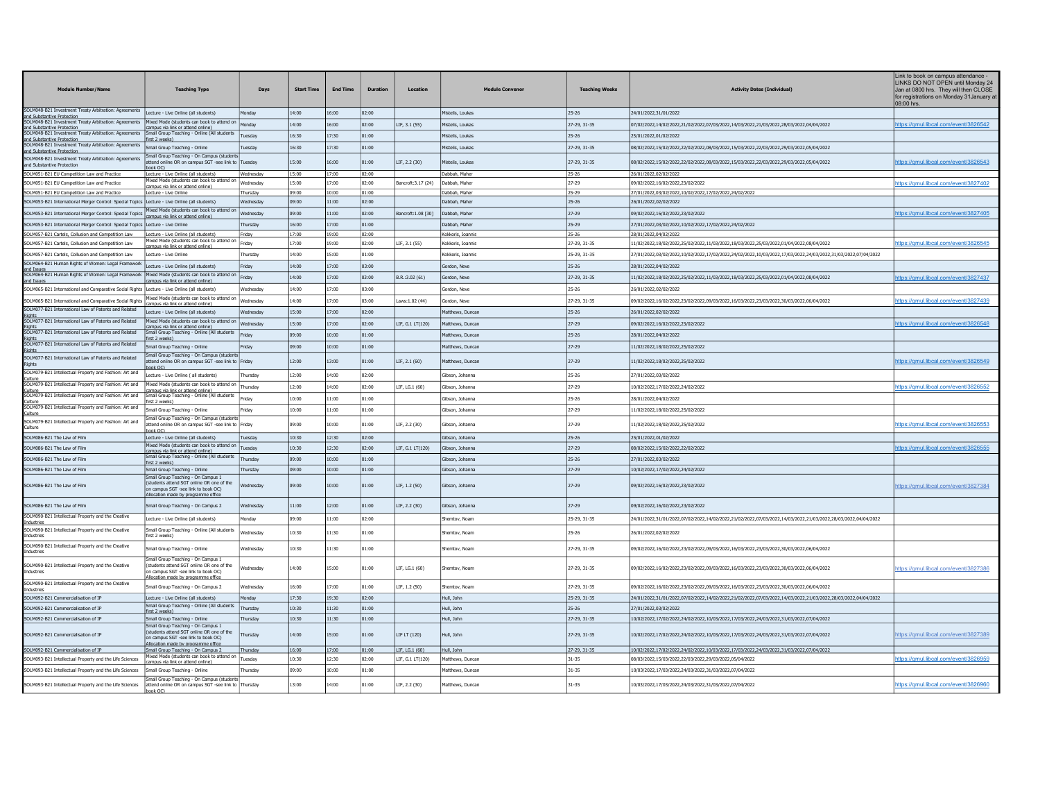| Module Number/Name | Teaching Type | Days | Start Time | End Time | Duration | Location | Module Convenor | Teaching Weeks | Activity Dates (Individual) | Link to book on campus attendance - LINKS DO NOT OPEN until Monday 24 Jan at 0800 hrs. They will then CLOSE for registrations on Monday 31January at 08:00 hrs. |
|---|---|---|---|---|---|---|---|---|---|---|
| SOLM048-B21 Investment Treaty Arbitration: Agreements and Substantive Protection | Lecture - Live Online (all students) | Monday | 14:00 | 16:00 | 02:00 | | Mistelis, Loukas | 25-26 | 24/01/2022,31/01/2022 | |
| SOLM048-B21 Investment Treaty Arbitration: Agreements and Substantive Protection | Mixed Mode (students can book to attend on campus via link or attend online) | Monday | 14:00 | 16:00 | 02:00 | LIF, 3.1 (55) | Mistelis, Loukas | 27-29, 31-35 | 07/02/2022,14/02/2022,21/02/2022,07/03/2022,14/03/2022,21/03/2022,28/03/2022,04/04/2022 | https://qmul.libcal.com/event/3826542 |
| SOLM048-B21 Investment Treaty Arbitration: Agreements and Substantive Protection | Small Group Teaching - Online (All students first 2 weeks) | Tuesday | 16:30 | 17:30 | 01:00 | | Mistelis, Loukas | 25-26 | 25/01/2022,01/02/2022 | |
| SOLM048-B21 Investment Treaty Arbitration: Agreements and Substantive Protection | Small Group Teaching - Online | Tuesday | 16:30 | 17:30 | 01:00 | | Mistelis, Loukas | 27-29, 31-35 | 08/02/2022,15/02/2022,22/02/2022,08/03/2022,15/03/2022,22/03/2022,29/03/2022,05/04/2022 | |
| SOLM048-B21 Investment Treaty Arbitration: Agreements and Substantive Protection | Small Group Teaching - On Campus (students attend online OR on campus SGT -see link to book OC) | Tuesday | 15:00 | 16:00 | 01:00 | LIF, 2.2 (30) | Mistelis, Loukas | 27-29, 31-35 | 08/02/2022,15/02/2022,22/02/2022,08/03/2022,15/03/2022,22/03/2022,29/03/2022,05/04/2022 | https://qmul.libcal.com/event/3826543 |
| SOLM051-B21 EU Competition Law and Practice | Lecture - Live Online (all students) | Wednesday | 15:00 | 17:00 | 02:00 | | Dabbah, Maher | 25-26 | 26/01/2022,02/02/2022 | |
| SOLM051-B21 EU Competition Law and Practice | Mixed Mode (students can book to attend on campus via link or attend online) | Wednesday | 15:00 | 17:00 | 02:00 | Bancroft:3.17 (24) | Dabbah, Maher | 27-29 | 09/02/2022,16/02/2022,23/02/2022 | https://qmul.libcal.com/event/3827402 |
| SOLM051-B21 EU Competition Law and Practice | Lecture - Live Online | Thursday | 09:00 | 10:00 | 01:00 | | Dabbah, Maher | 25-29 | 27/01/2022,03/02/2022,10/02/2022,17/02/2022,24/02/2022 | |
| SOLM053-B21 International Merger Control: Special Topics | Lecture - Live Online (all students) | Wednesday | 09:00 | 11:00 | 02:00 | | Dabbah, Maher | 25-26 | 26/01/2022,02/02/2022 | |
| SOLM053-B21 International Merger Control: Special Topics | Mixed Mode (students can book to attend on campus via link or attend online) | Wednesday | 09:00 | 11:00 | 02:00 | Bancroft:1.08 [30] | Dabbah, Maher | 27-29 | 09/02/2022,16/02/2022,23/02/2022 | https://qmul.libcal.com/event/3827405 |
| SOLM053-B21 International Merger Control: Special Topics | Lecture - Live Online | Thursday | 16:00 | 17:00 | 01:00 | | Dabbah, Maher | 25-29 | 27/01/2022,03/02/2022,10/02/2022,17/02/2022,24/02/2022 | |
| SOLM057-B21 Cartels, Collusion and Competition Law | Lecture - Live Online (all students) | Friday | 17:00 | 19:00 | 02:00 | | Kokkoris, Ioannis | 25-26 | 28/01/2022,04/02/2022 | |
| SOLM057-B21 Cartels, Collusion and Competition Law | Mixed Mode (students can book to attend on campus via link or attend online) | Friday | 17:00 | 19:00 | 02:00 | LIF, 3.1 (55) | Kokkoris, Ioannis | 27-29, 31-35 | 11/02/2022,18/02/2022,25/02/2022,11/03/2022,18/03/2022,25/03/2022,01/04/2022,08/04/2022 | https://qmul.libcal.com/event/3826545 |
| SOLM057-B21 Cartels, Collusion and Competition Law | Lecture - Live Online | Thursday | 14:00 | 15:00 | 01:00 | | Kokkoris, Ioannis | 25-29, 31-35 | 27/01/2022,03/02/2022,10/02/2022,17/02/2022,24/02/2022,10/03/2022,17/03/2022,24/03/2022,31/03/2022,07/04/2022 | |
| SOLM064-B21 Human Rights of Women: Legal Framework and Issues | Lecture - Live Online (all students) | Friday | 14:00 | 17:00 | 03:00 | | Gordon, Neve | 25-26 | 28/01/2022,04/02/2022 | |
| SOLM064-B21 Human Rights of Women: Legal Framework and Issues | Mixed Mode (students can book to attend on campus via link or attend online) | Friday | 14:00 | 17:00 | 03:00 | B.R.:3.02 (61) | Gordon, Neve | 27-29, 31-35 | 11/02/2022,18/02/2022,25/02/2022,11/03/2022,18/03/2022,25/03/2022,01/04/2022,08/04/2022 | https://qmul.libcal.com/event/3827437 |
| SOLM065-B21 International and Comparative Social Rights | Lecture - Live Online (all students) | Wednesday | 14:00 | 17:00 | 03:00 | | Gordon, Neve | 25-26 | 26/01/2022,02/02/2022 | |
| SOLM065-B21 International and Comparative Social Rights | Mixed Mode (students can book to attend on campus via link or attend online) | Wednesday | 14:00 | 17:00 | 03:00 | Laws:1.02 (44) | Gordon, Neve | 27-29, 31-35 | 09/02/2022,16/02/2022,23/02/2022,09/03/2022,16/03/2022,23/03/2022,30/03/2022,06/04/2022 | https://qmul.libcal.com/event/3827439 |
| SOLM077-B21 International Law of Patents and Related Rights | Lecture - Live Online (all students) | Wednesday | 15:00 | 17:00 | 02:00 | | Matthews, Duncan | 25-26 | 26/01/2022,02/02/2022 | |
| SOLM077-B21 International Law of Patents and Related Rights | Mixed Mode (students can book to attend on campus via link or attend online) | Wednesday | 15:00 | 17:00 | 02:00 | LIF, G.1 LT(120) | Matthews, Duncan | 27-29 | 09/02/2022,16/02/2022,23/02/2022 | https://qmul.libcal.com/event/3826548 |
| SOLM077-B21 International Law of Patents and Related Rights | Small Group Teaching - Online (All students first 2 weeks) | Friday | 09:00 | 10:00 | 01:00 | | Matthews, Duncan | 25-26 | 28/01/2022,04/02/2022 | |
| SOLM077-B21 International Law of Patents and Related Rights | Small Group Teaching - Online | Friday | 09:00 | 10:00 | 01:00 | | Matthews, Duncan | 27-29 | 11/02/2022,18/02/2022,25/02/2022 | |
| SOLM077-B21 International Law of Patents and Related Rights | Small Group Teaching - On Campus (students attend online OR on campus SGT -see link to book OC) | Friday | 12:00 | 13:00 | 01:00 | LIF, 2.1 (60) | Matthews, Duncan | 27-29 | 11/02/2022,18/02/2022,25/02/2022 | https://qmul.libcal.com/event/3826549 |
| SOLM079-B21 Intellectual Property and Fashion: Art and Culture | Lecture - Live Online ( all students) | Thursday | 12:00 | 14:00 | 02:00 | | Gibson, Johanna | 25-26 | 27/01/2022,03/02/2022 | |
| SOLM079-B21 Intellectual Property and Fashion: Art and Culture | Mixed Mode (students can book to attend on campus via link or attend online) | Thursday | 12:00 | 14:00 | 02:00 | LIF, LG.1 (60) | Gibson, Johanna | 27-29 | 10/02/2022,17/02/2022,24/02/2022 | https://qmul.libcal.com/event/3826552 |
| SOLM079-B21 Intellectual Property and Fashion: Art and Culture | Small Group Teaching - Online (All students first 2 weeks) | Friday | 10:00 | 11:00 | 01:00 | | Gibson, Johanna | 25-26 | 28/01/2022,04/02/2022 | |
| SOLM079-B21 Intellectual Property and Fashion: Art and Culture | Small Group Teaching - Online | Friday | 10:00 | 11:00 | 01:00 | | Gibson, Johanna | 27-29 | 11/02/2022,18/02/2022,25/02/2022 | |
| SOLM079-B21 Intellectual Property and Fashion: Art and Culture | Small Group Teaching - On Campus (students attend online OR on campus SGT -see link to book OC) | Friday | 09:00 | 10:00 | 01:00 | LIF, 2.2 (30) | Gibson, Johanna | 27-29 | 11/02/2022,18/02/2022,25/02/2022 | https://qmul.libcal.com/event/3826553 |
| SOLM086-B21 The Law of Film | Lecture - Live Online (all students) | Tuesday | 10:30 | 12:30 | 02:00 | | Gibson, Johanna | 25-26 | 25/01/2022,01/02/2022 | |
| SOLM086-B21 The Law of Film | Mixed Mode (students can book to attend on campus via link or attend online) | Tuesday | 10:30 | 12:30 | 02:00 | LIF, G.1 LT(120) | Gibson, Johanna | 27-29 | 08/02/2022,15/02/2022,22/02/2022 | https://qmul.libcal.com/event/3826555 |
| SOLM086-B21 The Law of Film | Small Group Teaching - Online (All students first 2 weeks) | Thursday | 09:00 | 10:00 | 01:00 | | Gibson, Johanna | 25-26 | 27/01/2022,03/02/2022 | |
| SOLM086-B21 The Law of Film | Small Group Teaching - Online | Thursday | 09:00 | 10:00 | 01:00 | | Gibson, Johanna | 27-29 | 10/02/2022,17/02/2022,24/02/2022 | |
| SOLM086-B21 The Law of Film | Small Group Teaching - On Campus 1 (students attend SGT online OR one of the on campus SGT -see link to book OC) Allocation made by programme office | Wednesday | 09:00 | 10:00 | 01:00 | LIF, 1.2 (50) | Gibson, Johanna | 27-29 | 09/02/2022,16/02/2022,23/02/2022 | https://qmul.libcal.com/event/3827384 |
| SOLM086-B21 The Law of Film | Small Group Teaching - On Campus 2 | Wednesday | 11:00 | 12:00 | 01:00 | LIF, 2.2 (30) | Gibson, Johanna | 27-29 | 09/02/2022,16/02/2022,23/02/2022 | |
| SOLM090-B21 Intellectual Property and the Creative Industries | Lecture - Live Online (all students) | Monday | 09:00 | 11:00 | 02:00 | | Shemtov, Noam | 25-29, 31-35 | 24/01/2022,31/01/2022,07/02/2022,14/02/2022,21/02/2022,07/03/2022,14/03/2022,21/03/2022,28/03/2022,04/04/2022 | |
| SOLM090-B21 Intellectual Property and the Creative Industries | Small Group Teaching - Online (All students first 2 weeks) | Wednesday | 10:30 | 11:30 | 01:00 | | Shemtov, Noam | 25-26 | 26/01/2022,02/02/2022 | |
| SOLM090-B21 Intellectual Property and the Creative Industries | Small Group Teaching - Online | Wednesday | 10:30 | 11:30 | 01:00 | | Shemtov, Noam | 27-29, 31-35 | 09/02/2022,16/02/2022,23/02/2022,09/03/2022,16/03/2022,23/03/2022,30/03/2022,06/04/2022 | |
| SOLM090-B21 Intellectual Property and the Creative Industries | Small Group Teaching - On Campus 1 (students attend SGT online OR one of the on campus SGT -see link to book OC) Allocation made by programme office | Wednesday | 14:00 | 15:00 | 01:00 | LIF, LG.1 (60) | Shemtov, Noam | 27-29, 31-35 | 09/02/2022,16/02/2022,23/02/2022,09/03/2022,16/03/2022,23/03/2022,30/03/2022,06/04/2022 | https://qmul.libcal.com/event/3827386 |
| SOLM090-B21 Intellectual Property and the Creative Industries | Small Group Teaching - On Campus 2 | Wednesday | 16:00 | 17:00 | 01:00 | LIF, 1.2 (50) | Shemtov, Noam | 27-29, 31-35 | 09/02/2022,16/02/2022,23/02/2022,09/03/2022,16/03/2022,23/03/2022,30/03/2022,06/04/2022 | |
| SOLM092-B21 Commercialisation of IP | Lecture - Live Online (all students) | Monday | 17:30 | 19:30 | 02:00 | | Hull, John | 25-29, 31-35 | 24/01/2022,31/01/2022,07/02/2022,14/02/2022,21/02/2022,07/03/2022,14/03/2022,21/03/2022,28/03/2022,04/04/2022 | |
| SOLM092-B21 Commercialisation of IP | Small Group Teaching - Online (All students first 2 weeks) | Thursday | 10:30 | 11:30 | 01:00 | | Hull, John | 25-26 | 27/01/2022,03/02/2022 | |
| SOLM092-B21 Commercialisation of IP | Small Group Teaching - Online | Thursday | 10:30 | 11:30 | 01:00 | | Hull, John | 27-29, 31-35 | 10/02/2022,17/02/2022,24/02/2022,10/03/2022,17/03/2022,24/03/2022,31/03/2022,07/04/2022 | |
| SOLM092-B21 Commercialisation of IP | Small Group Teaching - On Campus 1 (students attend SGT online OR one of the on campus SGT -see link to book OC) Allocation made by programme office | Thursday | 14:00 | 15:00 | 01:00 | LIF LT (120) | Hull, John | 27-29, 31-35 | 10/02/2022,17/02/2022,24/02/2022,10/03/2022,17/03/2022,24/03/2022,31/03/2022,07/04/2022 | https://qmul.libcal.com/event/3827389 |
| SOLM092-B21 Commercialisation of IP | Small Group Teaching - On Campus 2 | Thursday | 16:00 | 17:00 | 01:00 | LIF, LG.1 (60) | Hull, John | 27-29, 31-35 | 10/02/2022,17/02/2022,24/02/2022,10/03/2022,17/03/2022,24/03/2022,31/03/2022,07/04/2022 | |
| SOLM093-B21 Intellectual Property and the Life Sciences | Mixed Mode (students can book to attend on campus via link or attend online) | Tuesday | 10:30 | 12:30 | 02:00 | LIF, G.1 LT(120) | Matthews, Duncan | 31-35 | 08/03/2022,15/03/2022,22/03/2022,29/03/2022,05/04/2022 | https://qmul.libcal.com/event/3826959 |
| SOLM093-B21 Intellectual Property and the Life Sciences | Small Group Teaching - Online | Thursday | 09:00 | 10:00 | 01:00 | | Matthews, Duncan | 31-35 | 10/03/2022,17/03/2022,24/03/2022,31/03/2022,07/04/2022 | |
| SOLM093-B21 Intellectual Property and the Life Sciences | Small Group Teaching - On Campus (students attend online OR on campus SGT -see link to book OC) | Thursday | 13:00 | 14:00 | 01:00 | LIF, 2.2 (30) | Matthews, Duncan | 31-35 | 10/03/2022,17/03/2022,24/03/2022,31/03/2022,07/04/2022 | https://qmul.libcal.com/event/3826960 |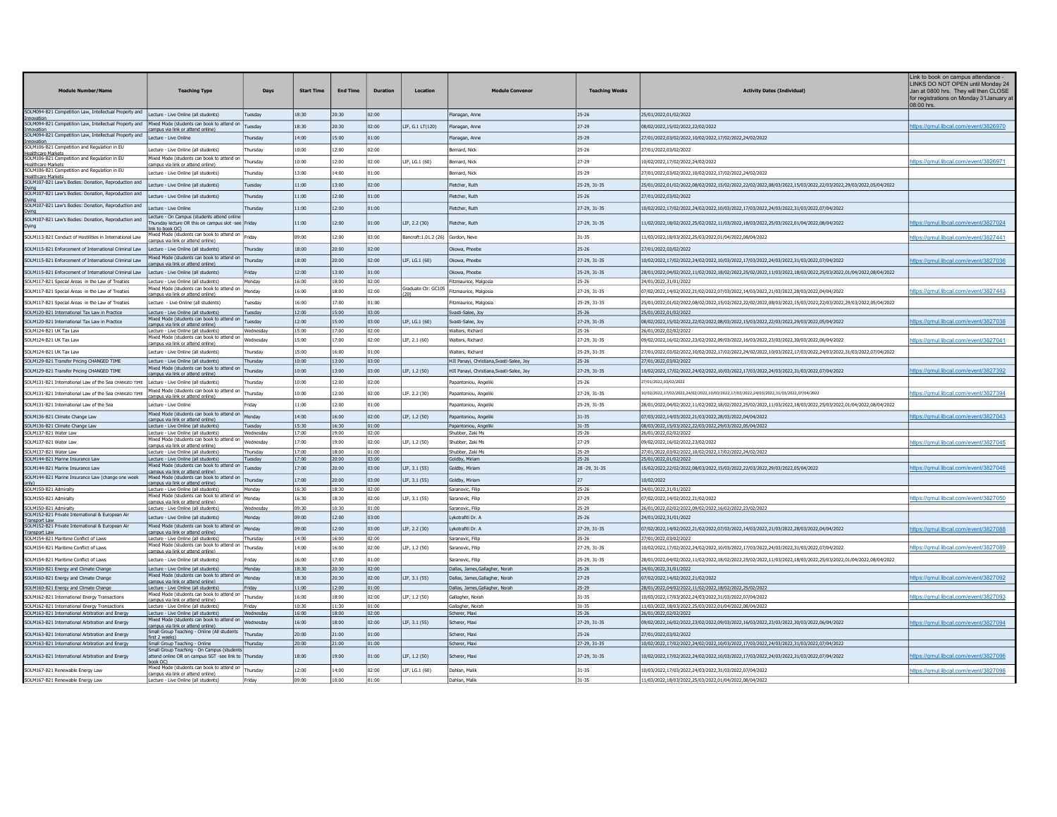| Module Number/Name | Teaching Type | Days | Start Time | End Time | Duration | Location | Module Convenor | Teaching Weeks | Activity Dates (Individual) | Link to book on campus attendance - LINKS DO NOT OPEN until Monday 24 Jan at 0800 hrs. They will then CLOSE for registrations on Monday 31January at 08:00 hrs. |
|---|---|---|---|---|---|---|---|---|---|---|
| SOLM094-B21 Competition Law, Intellectual Property and Innovation | Lecture - Live Online (all students) | Tuesday | 18:30 | 20:30 | 02:00 | | Flanagan, Anne | 25-26 | 25/01/2022,01/02/2022 | |
| SOLM094-B21 Competition Law, Intellectual Property and Innovation | Mixed Mode (students can book to attend on campus via link or attend online) | Tuesday | 18:30 | 20:30 | 02:00 | LIF, G.1 LT(120) | Flanagan, Anne | 27-29 | 08/02/2022,15/02/2022,22/02/2022 | https://qmul.libcal.com/event/3826970 |
| SOLM094-B21 Competition Law, Intellectual Property and Innovation | Lecture - Live Online | Thursday | 14:00 | 15:00 | 01:00 | | Flanagan, Anne | 25-29 | 27/01/2022,03/02/2022,10/02/2022,17/02/2022,24/02/2022 | |
| SOLM106-B21 Competition and Regulation in EU Healthcare Markets | Lecture - Live Online (all students) | Thursday | 10:00 | 12:00 | 02:00 | | Bernard, Nick | 25-26 | 27/01/2022,03/02/2022 | |
| SOLM106-B21 Competition and Regulation in EU Healthcare Markets | Mixed Mode (students can book to attend on campus via link or attend online) | Thursday | 10:00 | 12:00 | 02:00 | LIF, LG.1 (60) | Bernard, Nick | 27-29 | 10/02/2022,17/02/2022,24/02/2022 | https://qmul.libcal.com/event/3826971 |
| SOLM106-B21 Competition and Regulation in EU Healthcare Markets | Lecture - Live Online (all students) | Thursday | 13:00 | 14:00 | 01:00 | | Bernard, Nick | 25-29 | 27/01/2022,03/02/2022,10/02/2022,17/02/2022,24/02/2022 | |
| SOLM107-B21 Law's Bodies: Donation, Reproduction and Dying | Lecture - Live Online (all students) | Tuesday | 11:00 | 13:00 | 02:00 | | Fletcher, Ruth | 25-29, 31-35 | 25/01/2022,01/02/2022,08/02/2022,15/02/2022,22/02/2022,08/03/2022,15/03/2022,22/03/2022,29/03/2022,05/04/2022 | |
| SOLM107-B21 Law's Bodies: Donation, Reproduction and Dying | Lecture - Live Online (all students) | Thursday | 11:00 | 12:00 | 01:00 | | Fletcher, Ruth | 25-26 | 27/01/2022,03/02/2022 | |
| SOLM107-B21 Law's Bodies: Donation, Reproduction and Dying | Lecture - Live Online | Thursday | 11:00 | 12:00 | 01:00 | | Fletcher, Ruth | 27-29, 31-35 | 10/02/2022,17/02/2022,24/02/2022,10/03/2022,17/03/2022,24/03/2022,31/03/2022,07/04/2022 | |
| SOLM107-B21 Law's Bodies: Donation, Reproduction and Dying | Lecture - On Campus (students attend online Thursday lecture OR this on campus slot -see link to book OC) | Friday | 11:00 | 12:00 | 01:00 | LIF, 2.2 (30) | Fletcher, Ruth | 27-29, 31-35 | 11/02/2022,18/02/2022,25/02/2022,11/03/2022,18/03/2022,25/03/2022,01/04/2022,08/04/2022 | https://qmul.libcal.com/event/3827024 |
| SOLM113-B21 Conduct of Hostilities in International Law | Mixed Mode (students can book to attend on campus via link or attend online) | Friday | 09:00 | 12:00 | 03:00 | Bancroft:1.01.2 (26) | Gordon, Neve | 31-35 | 11/03/2022,18/03/2022,25/03/2022,01/04/2022,08/04/2022 | https://qmul.libcal.com/event/3827441 |
| SOLM115-B21 Enforcement of International Criminal Law | Lecture - Live Online (all students) | Thursday | 18:00 | 20:00 | 02:00 | | Okowa, Phoebe | 25-26 | 27/01/2022,03/02/2022 | |
| SOLM115-B21 Enforcement of International Criminal Law | Mixed Mode (students can book to attend on campus via link or attend online) | Thursday | 18:00 | 20:00 | 02:00 | LIF, LG.1 (60) | Okowa, Phoebe | 27-29, 31-35 | 10/02/2022,17/02/2022,24/02/2022,10/03/2022,17/03/2022,24/03/2022,31/03/2022,07/04/2022 | https://qmul.libcal.com/event/3827036 |
| SOLM115-B21 Enforcement of International Criminal Law | Lecture - Live Online (all students) | Friday | 12:00 | 13:00 | 01:00 | | Okowa, Phoebe | 25-29, 31-35 | 28/01/2022,04/02/2022,11/02/2022,18/02/2022,25/02/2022,11/03/2022,18/03/2022,25/03/2022,01/04/2022,08/04/2022 | |
| SOLM117-B21 Special Areas in the Law of Treaties | Lecture - Live Online (all students) | Monday | 16:00 | 18:00 | 02:00 | | Fitzmaurice, Malgosia | 25-26 | 24/01/2022,31/01/2022 | |
| SOLM117-B21 Special Areas in the Law of Treaties | Mixed Mode (students can book to attend on campus via link or attend online) | Monday | 16:00 | 18:00 | 02:00 | Graduate Ctr: GC105 (20) | Fitzmaurice, Malgosia | 27-29, 31-35 | 07/02/2022,14/02/2022,21/02/2022,07/03/2022,14/03/2022,21/03/2022,28/03/2022,04/04/2022 | https://qmul.libcal.com/event/3827443 |
| SOLM117-B21 Special Areas in the Law of Treaties | Lecture - Live Online (all students) | Tuesday | 16:00 | 17:00 | 01:00 | | Fitzmaurice, Malgosia | 25-29, 31-35 | 25/01/2022,01/02/2022,08/02/2022,15/02/2022,22/02/2022,08/03/2022,15/03/2022,22/03/2022,29/03/2022,05/04/2022 | |
| SOLM120-B21 International Tax Law in Practice | Lecture - Live Online (all students) | Tuesday | 12:00 | 15:00 | 03:00 | | Svasti-Salee, Joy | 25-26 | 25/01/2022,01/02/2022 | |
| SOLM120-B21 International Tax Law in Practice | Mixed Mode (students can book to attend on campus via link or attend online) | Tuesday | 12:00 | 15:00 | 03:00 | LIF, LG.1 (60) | Svasti-Salee, Joy | 27-29, 31-35 | 08/02/2022,15/02/2022,22/02/2022,08/03/2022,15/03/2022,22/03/2022,29/03/2022,05/04/2022 | https://qmul.libcal.com/event/3827038 |
| SOLM124-B21 UK Tax Law | Lecture - Live Online (all students) | Wednesday | 15:00 | 17:00 | 02:00 | | Walters, Richard | 25-26 | 26/01/2022,02/02/2022 | |
| SOLM124-B21 UK Tax Law | Mixed Mode (students can book to attend on campus via link or attend online) | Wednesday | 15:00 | 17:00 | 02:00 | LIF, 2.1 (60) | Walters, Richard | 27-29, 31-35 | 09/02/2022,16/02/2022,23/02/2022,09/03/2022,16/03/2022,23/03/2022,30/03/2022,06/04/2022 | https://qmul.libcal.com/event/3827041 |
| SOLM124-B21 UK Tax Law | Lecture - Live Online (all students) | Thursday | 15:00 | 16:00 | 01:00 | | Walters, Richard | 25-29, 31-35 | 27/01/2022,03/02/2022,10/02/2022,17/02/2022,24/02/2022,10/03/2022,17/03/2022,24/03/2022,31/03/2022,07/04/2022 | |
| SOLM129-B21 Transfer Pricing CHANGED TIME | Lecture - Live Online (all students) | Thursday | 10:00 | 13:00 | 03:00 | | HJI Panayi, Christiana,Svasti-Salee, Joy | 25-26 | 27/01/2022,03/02/2022 | |
| SOLM129-B21 Transfer Pricing CHANGED TIME | Mixed Mode (students can book to attend on campus via link or attend online) | Thursday | 10:00 | 13:00 | 03:00 | LIF, 1.2 (50) | HJI Panayi, Christiana,Svasti-Salee, Joy | 27-29, 31-35 | 10/02/2022,17/02/2022,24/02/2022,10/03/2022,17/03/2022,24/03/2022,31/03/2022,07/04/2022 | https://qmul.libcal.com/event/3827392 |
| SOLM131-B21 International Law of the Sea CHANGED TIME | Lecture - Live Online (all students) | Thursday | 10:00 | 12:00 | 02:00 | | Papantoniou, Angeliki | 25-26 | 27/01/2022,03/02/2022 | |
| SOLM131-B21 International Law of the Sea CHANGED TIME | Mixed Mode (students can book to attend on campus via link or attend online) | Thursday | 10:00 | 12:00 | 02:00 | LIF, 2.2 (30) | Papantoniou, Angeliki | 27-29, 31-35 | 10/02/2022,17/02/2022,24/02/2022,10/03/2022,17/03/2022,24/03/2022,31/03/2022,07/04/2022 | https://qmul.libcal.com/event/3827394 |
| SOLM131-B21 International Law of the Sea | Lecture - Live Online | Friday | 11:00 | 12:00 | 01:00 | | Papantoniou, Angeliki | 25-29, 31-35 | 28/01/2022,04/02/2022,11/02/2022,18/02/2022,25/02/2022,11/03/2022,18/03/2022,25/03/2022,01/04/2022,08/04/2022 | |
| SOLM136-B21 Climate Change Law | Mixed Mode (students can book to attend on campus via link or attend online) | Monday | 14:00 | 16:00 | 02:00 | LIF, 1.2 (50) | Papantoniou, Angeliki | 31-35 | 07/03/2022,14/03/2022,21/03/2022,28/03/2022,04/04/2022 | https://qmul.libcal.com/event/3827043 |
| SOLM136-B21 Climate Change Law | Lecture - Live Online (all students) | Tuesday | 15:30 | 16:30 | 01:00 | | Papantoniou, Angeliki | 31-35 | 08/03/2022,15/03/2022,22/03/2022,29/03/2022,05/04/2022 | |
| SOLM137-B21 Water Law | Lecture - Live Online (all students) | Wednesday | 17:00 | 19:00 | 02:00 | | Shubber, Zaki Ms | 25-26 | 26/01/2022,02/02/2022 | |
| SOLM137-B21 Water Law | Mixed Mode (students can book to attend on campus via link or attend online) | Wednesday | 17:00 | 19:00 | 02:00 | LIF, 1.2 (50) | Shubber, Zaki Ms | 27-29 | 09/02/2022,16/02/2022,23/02/2022 | https://qmul.libcal.com/event/3827045 |
| SOLM137-B21 Water Law | Lecture - Live Online (all students) | Thursday | 17:00 | 18:00 | 01:00 | | Shubber, Zaki Ms | 25-29 | 27/01/2022,03/02/2022,10/02/2022,17/02/2022,24/02/2022 | |
| SOLM144-B21 Marine Insurance Law | Lecture - Live Online (all students) | Tuesday | 17:00 | 20:00 | 03:00 | | Goldby, Miriam | 25-26 | 25/01/2022,01/02/2022 | |
| SOLM144-B21 Marine Insurance Law | Mixed Mode (students can book to attend on campus via link or attend online) | Tuesday | 17:00 | 20:00 | 03:00 | LIF, 3.1 (55) | Goldby, Miriam | 28 -29, 31-35 | 15/02/2022,22/02/2022,08/03/2022,15/03/2022,22/03/2022,29/03/2022,05/04/2022 | https://qmul.libcal.com/event/3827048 |
| SOLM144-B21 Marine Insurance Law (change one week only) | Mixed Mode (students can book to attend on campus via link or attend online) | Thursday | 17:00 | 20:00 | 03:00 | LIF, 3.1 (55) | Goldby, Miriam | 27 | 10/02/2022 | |
| SOLM150-B21 Admiralty | Lecture - Live Online (all students) | Monday | 16:30 | 18:30 | 02:00 | | Saranovic, Filip | 25-26 | 24/01/2022,31/01/2022 | |
| SOLM150-B21 Admiralty | Mixed Mode (students can book to attend on campus via link or attend online) | Monday | 16:30 | 18:30 | 02:00 | LIF, 3.1 (55) | Saranovic, Filip | 27-29 | 07/02/2022,14/02/2022,21/02/2022 | https://qmul.libcal.com/event/3827050 |
| SOLM150-B21 Admiralty | Lecture - Live Online (all students) | Wednesday | 09:30 | 10:30 | 01:00 | | Saranovic, Filip | 25-29 | 26/01/2022,02/02/2022,09/02/2022,16/02/2022,23/02/2022 | |
| SOLM152-B21 Private International & European Air Transport Law | Lecture - Live Online (all students) | Monday | 09:00 | 12:00 | 03:00 | | Lykotrafiti Dr. A | 25-26 | 24/01/2022,31/01/2022 | |
| SOLM152-B21 Private International & European Air Transport Law | Mixed Mode (students can book to attend on campus via link or attend online) | Monday | 09:00 | 12:00 | 03:00 | LIF, 2.2 (30) | Lykotrafiti Dr. A | 27-29, 31-35 | 07/02/2022,14/02/2022,21/02/2022,07/03/2022,14/03/2022,21/03/2022,28/03/2022,04/04/2022 | https://qmul.libcal.com/event/3827088 |
| SOLM154-B21 Maritime Conflict of Laws | Lecture - Live Online (all students) | Thursday | 14:00 | 16:00 | 02:00 | | Saranovic, Filip | 25-26 | 27/01/2022,03/02/2022 | |
| SOLM154-B21 Maritime Conflict of Laws | Mixed Mode (students can book to attend on campus via link or attend online) | Thursday | 14:00 | 16:00 | 02:00 | LIF, 1.2 (50) | Saranovic, Filip | 27-29, 31-35 | 10/02/2022,17/02/2022,24/02/2022,10/03/2022,17/03/2022,24/03/2022,31/03/2022,07/04/2022 | https://qmul.libcal.com/event/3827089 |
| SOLM154-B21 Maritime Conflict of Laws | Lecture - Live Online (all students) | Friday | 16:00 | 17:00 | 01:00 | | Saranovic, Filip | 25-29, 31-35 | 28/01/2022,04/02/2022,11/02/2022,18/02/2022,25/02/2022,11/03/2022,18/03/2022,25/03/2022,01/04/2022,08/04/2022 | |
| SOLM160-B21 Energy and Climate Change | Lecture - Live Online (all students) | Monday | 18:30 | 20:30 | 02:00 | | Dallas, James,Gallagher, Norah | 25-26 | 24/01/2022,31/01/2022 | |
| SOLM160-B21 Energy and Climate Change | Mixed Mode (students can book to attend on campus via link or attend online) | Monday | 18:30 | 20:30 | 02:00 | LIF, 3.1 (55) | Dallas, James,Gallagher, Norah | 27-29 | 07/02/2022,14/02/2022,21/02/2022 | https://qmul.libcal.com/event/3827092 |
| SOLM160-B21 Energy and Climate Change | Lecture - Live Online (all students) | Friday | 11:00 | 12:00 | 01:00 | | Dallas, James,Gallagher, Norah | 25-29 | 28/01/2022,04/02/2022,11/02/2022,18/02/2022,25/02/2022 | |
| SOLM162-B21 International Energy Transactions | Mixed Mode (students can book to attend on campus via link or attend online) | Thursday | 16:00 | 18:00 | 02:00 | LIF, 1.2 (50) | Gallagher, Norah | 31-35 | 10/03/2022,17/03/2022,24/03/2022,31/03/2022,07/04/2022 | https://qmul.libcal.com/event/3827093 |
| SOLM162-B21 International Energy Transactions | Lecture - Live Online (all students) | Friday | 10:30 | 11:30 | 01:00 | | Gallagher, Norah | 31-35 | 11/03/2022,18/03/2022,25/03/2022,01/04/2022,08/04/2022 | |
| SOLM163-B21 International Arbitration and Energy | Lecture - Live Online (all students) | Wednesday | 16:00 | 18:00 | 02:00 | | Scherer, Maxi | 25-26 | 26/01/2022,02/02/2022 | |
| SOLM163-B21 International Arbitration and Energy | Mixed Mode (students can book to attend on campus via link or attend online) | Wednesday | 16:00 | 18:00 | 02:00 | LIF, 3.1 (55) | Scherer, Maxi | 27-29, 31-35 | 09/02/2022,16/02/2022,23/02/2022,09/03/2022,16/03/2022,23/03/2022,30/03/2022,06/04/2022 | https://qmul.libcal.com/event/3827094 |
| SOLM163-B21 International Arbitration and Energy | Small Group Teaching - Online (All students first 2 weeks) | Thursday | 20:00 | 21:00 | 01:00 | | Scherer, Maxi | 25-26 | 27/01/2022,03/02/2022 | |
| SOLM163-B21 International Arbitration and Energy | Small Group Teaching - Online | Thursday | 20:00 | 21:00 | 01:00 | | Scherer, Maxi | 27-29, 31-35 | 10/02/2022,17/02/2022,24/02/2022,10/03/2022,17/03/2022,24/03/2022,31/03/2022,07/04/2022 | |
| SOLM163-B21 International Arbitration and Energy | Small Group Teaching - On Campus (students attend online OR on campus SGT -see link to book OC) | Thursday | 18:00 | 19:00 | 01:00 | LIF, 1.2 (50) | Scherer, Maxi | 27-29, 31-35 | 10/02/2022,17/02/2022,24/02/2022,10/03/2022,17/03/2022,24/03/2022,31/03/2022,07/04/2022 | https://qmul.libcal.com/event/3827096 |
| SOLM167-B21 Renewable Energy Law | Mixed Mode (students can book to attend on campus via link or attend online) | Thursday | 12:00 | 14:00 | 02:00 | LIF, LG.1 (60) | Dahlan, Malik | 31-35 | 10/03/2022,17/03/2022,24/03/2022,31/03/2022,07/04/2022 | https://qmul.libcal.com/event/3827098 |
| SOLM167-B21 Renewable Energy Law | Lecture - Live Online (all students) | Friday | 09:00 | 10:00 | 01:00 | | Dahlan, Malik | 31-35 | 11/03/2022,18/03/2022,25/03/2022,01/04/2022,08/04/2022 | |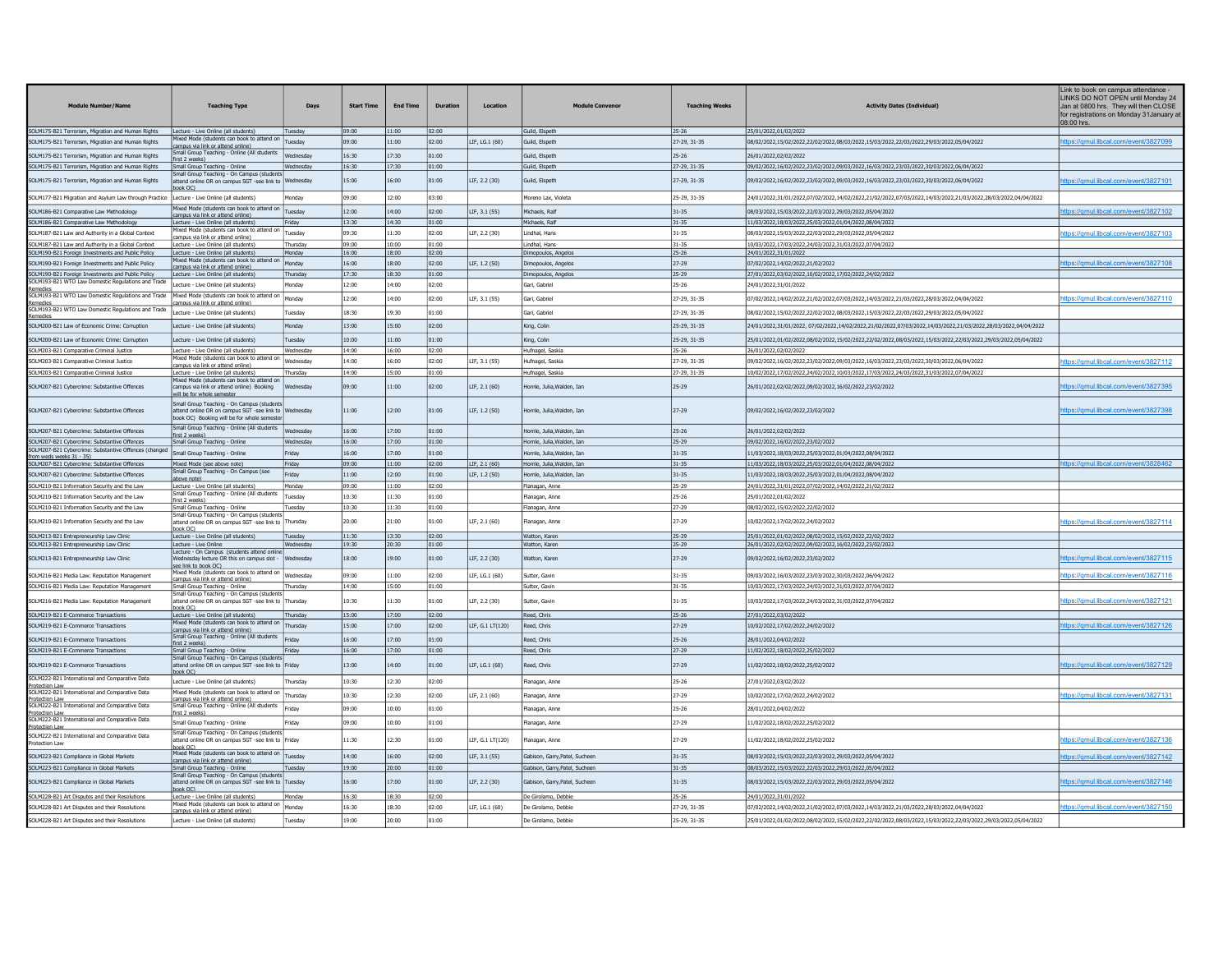| Module Number/Name | Teaching Type | Days | Start Time | End Time | Duration | Location | Module Convenor | Teaching Weeks | Activity Dates (Individual) | Link to book on campus attendance - LINKS DO NOT OPEN until Monday 24 Jan at 0800 hrs. They will then CLOSE for registrations on Monday 31January at 08:00 hrs. |
|---|---|---|---|---|---|---|---|---|---|---|
| SOLM175-B21 Terrorism, Migration and Human Rights | Lecture - Live Online (all students) | Tuesday | 09:00 | 11:00 | 02:00 | | Guild, Elspeth | 25-26 | 25/01/2022,01/02/2022 | |
| SOLM175-B21 Terrorism, Migration and Human Rights | Mixed Mode (students can book to attend on campus via link or attend online) | Tuesday | 09:00 | 11:00 | 02:00 | LIF, LG.1 (60) | Guild, Elspeth | 27-29, 31-35 | 08/02/2022,15/02/2022,22/02/2022,08/03/2022,15/03/2022,22/03/2022,29/03/2022,05/04/2022 | https://qmul.libcal.com/event/3827099 |
| SOLM175-B21 Terrorism, Migration and Human Rights | Small Group Teaching - Online (All students first 2 weeks) | Wednesday | 16:30 | 17:30 | 01:00 | | Guild, Elspeth | 25-26 | 26/01/2022,02/02/2022 | |
| SOLM175-B21 Terrorism, Migration and Human Rights | Small Group Teaching - Online | Wednesday | 16:30 | 17:30 | 01:00 | | Guild, Elspeth | 27-29, 31-35 | 09/02/2022,16/02/2022,23/02/2022,09/03/2022,16/03/2022,23/03/2022,30/03/2022,06/04/2022 | |
| SOLM175-B21 Terrorism, Migration and Human Rights | Small Group Teaching - On Campus (students attend online OR on campus SGT -see link to book OC) | Wednesday | 15:00 | 16:00 | 01:00 | LIF, 2.2 (30) | Guild, Elspeth | 27-29, 31-35 | 09/02/2022,16/02/2022,23/02/2022,09/03/2022,16/03/2022,23/03/2022,30/03/2022,06/04/2022 | https://qmul.libcal.com/event/3827101 |
| SOLM177-B21 Migration and Asylum Law through Practice | Lecture - Live Online (all students) | Monday | 09:00 | 12:00 | 03:00 | | Moreno Lax, Violeta | 25-29, 31-35 | 24/01/2022,31/01/2022,07/02/2022,14/02/2022,21/02/2022,07/03/2022,14/03/2022,21/03/2022,28/03/2022,04/04/2022 | |
| SOLM186-B21 Comparative Law Methodology | Mixed Mode (students can book to attend on campus via link or attend online) | Tuesday | 12:00 | 14:00 | 02:00 | LIF, 3.1 (55) | Michaels, Ralf | 31-35 | 08/03/2022,15/03/2022,22/03/2022,29/03/2022,05/04/2022 | https://qmul.libcal.com/event/3827102 |
| SOLM186-B21 Comparative Law Methodology | Lecture - Live Online (all students) | Friday | 13:30 | 14:30 | 01:00 | | Michaels, Ralf | 31-35 | 11/03/2022,18/03/2022,25/03/2022,01/04/2022,08/04/2022 | |
| SOLM187-B21 Law and Authority in a Global Context | Mixed Mode (students can book to attend on campus via link or attend online) | Tuesday | 09:30 | 11:30 | 02:00 | LIF, 2.2 (30) | Lindhal, Hans | 31-35 | 08/03/2022,15/03/2022,22/03/2022,29/03/2022,05/04/2022 | https://qmul.libcal.com/event/3827103 |
| SOLM187-B21 Law and Authority in a Global Context | Lecture - Live Online (all students) | Thursday | 09:00 | 10:00 | 01:00 | | Lindhal, Hans | 31-35 | 10/03/2022,17/03/2022,24/03/2022,31/03/2022,07/04/2022 | |
| SOLM190-B21 Foreign Investments and Public Policy | Lecture - Live Online (all students) | Monday | 16:00 | 18:00 | 02:00 | | Dimopoulos, Angelos | 25-26 | 24/01/2022,31/01/2022 | |
| SOLM190-B21 Foreign Investments and Public Policy | Mixed Mode (students can book to attend on campus via link or attend online) | Monday | 16:00 | 18:00 | 02:00 | LIF, 1.2 (50) | Dimopoulos, Angelos | 27-29 | 07/02/2022,14/02/2022,21/02/2022 | https://qmul.libcal.com/event/3827108 |
| SOLM190-B21 Foreign Investments and Public Policy | Lecture - Live Online (all students) | Thursday | 17:30 | 18:30 | 01:00 | | Dimopoulos, Angelos | 25-29 | 27/01/2022,03/02/2022,10/02/2022,17/02/2022,24/02/2022 | |
| SOLM193-B21 WTO Law Domestic Regulations and Trade Remedies | Lecture - Live Online (all students) | Monday | 12:00 | 14:00 | 02:00 | | Gari, Gabriel | 25-26 | 24/01/2022,31/01/2022 | |
| SOLM193-B21 WTO Law Domestic Regulations and Trade Remedies | Mixed Mode (students can book to attend on campus via link or attend online) | Monday | 12:00 | 14:00 | 02:00 | LIF, 3.1 (55) | Gari, Gabriel | 27-29, 31-35 | 07/02/2022,14/02/2022,21/02/2022,07/03/2022,14/03/2022,21/03/2022,28/03/2022,04/04/2022 | https://qmul.libcal.com/event/3827110 |
| SOLM193-B21 WTO Law Domestic Regulations and Trade Remedies | Lecture - Live Online (all students) | Tuesday | 18:30 | 19:30 | 01:00 | | Gari, Gabriel | 27-29, 31-35 | 08/02/2022,15/02/2022,22/02/2022,08/03/2022,15/03/2022,22/03/2022,29/03/2022,05/04/2022 | |
| SOLM200-B21 Law of Economic Crime: Corruption | Lecture - Live Online (all students) | Monday | 13:00 | 15:00 | 02:00 | | King, Colin | 25-29, 31-35 | 24/01/2022,31/01/2022, 07/02/2022,14/02/2022,21/02/2022,07/03/2022,14/03/2022,21/03/2022,28/03/2022,04/04/2022 | |
| SOLM200-B21 Law of Economic Crime: Corruption | Lecture - Live Online (all students) | Tuesday | 10:00 | 11:00 | 01:00 | | King, Colin | 25-29, 31-35 | 25/01/2022,01/02/2022,08/02/2022,15/02/2022,22/02/2022,08/03/2022,15/03/2022,22/03/2022,29/03/2022,05/04/2022 | |
| SOLM203-B21 Comparative Criminal Justice | Lecture - Live Online (all students) | Wednesday | 14:00 | 16:00 | 02:00 | | Hufnagel, Saskia | 25-26 | 26/01/2022,02/02/2022 | |
| SOLM203-B21 Comparative Criminal Justice | Mixed Mode (students can book to attend on campus via link or attend online) | Wednesday | 14:00 | 16:00 | 02:00 | LIF, 3.1 (55) | Hufnagel, Saskia | 27-29, 31-35 | 09/02/2022,16/02/2022,23/02/2022,09/03/2022,16/03/2022,23/03/2022,30/03/2022,06/04/2022 | https://qmul.libcal.com/event/3827112 |
| SOLM203-B21 Comparative Criminal Justice | Lecture - Live Online (all students) | Thursday | 14:00 | 15:00 | 01:00 | | Hufnagel, Saskia | 27-29, 31-35 | 10/02/2022,17/02/2022,24/02/2022,10/03/2022,17/03/2022,24/03/2022,31/03/2022,07/04/2022 | |
| SOLM207-B21 Cybercrime: Substantive Offences | Mixed Mode (students can book to attend on campus via link or attend online) Booking will be for whole semester | Wednesday | 09:00 | 11:00 | 02:00 | LIF, 2.1 (60) | Hornle, Julia,Walden, Ian | 25-29 | 26/01/2022,02/02/2022,09/02/2022,16/02/2022,23/02/2022 | https://qmul.libcal.com/event/3827395 |
| SOLM207-B21 Cybercrime: Substantive Offences | Small Group Teaching - On Campus (students attend online OR on campus SGT -see link to book OC) Booking will be for whole semester | Wednesday | 11:00 | 12:00 | 01:00 | LIF, 1.2 (50) | Hornle, Julia,Walden, Ian | 27-29 | 09/02/2022,16/02/2022,23/02/2022 | https://qmul.libcal.com/event/3827398 |
| SOLM207-B21 Cybercrime: Substantive Offences | Small Group Teaching - Online (All students first 2 weeks) | Wednesday | 16:00 | 17:00 | 01:00 | | Hornle, Julia,Walden, Ian | 25-26 | 26/01/2022,02/02/2022 | |
| SOLM207-B21 Cybercrime: Substantive Offences | Small Group Teaching - Online | Wednesday | 16:00 | 17:00 | 01:00 | | Hornle, Julia,Walden, Ian | 25-29 | 09/02/2022,16/02/2022,23/02/2022 | |
| SOLM207-B21 Cybercrime: Substantive Offences (changed from weds weeks 31 - 35) | Small Group Teaching - Online | Friday | 16:00 | 17:00 | 01:00 | | Hornle, Julia,Walden, Ian | 31-35 | 11/03/2022,18/03/2022,25/03/2022,01/04/2022,08/04/2022 | |
| SOLM207-B21 Cybercrime: Substantive Offences | Mixed Mode (see above note) | Friday | 09:00 | 11:00 | 02:00 | LIF, 2.1 (60) | Hornle, Julia,Walden, Ian | 31-35 | 11/03/2022,18/03/2022,25/03/2022,01/04/2022,08/04/2022 | https://qmul.libcal.com/event/3828462 |
| SOLM207-B21 Cybercrime: Substantive Offences | Small Group Teaching - On Campus (see above note) | Friday | 11:00 | 12:00 | 01:00 | LIF, 1.2 (50) | Hornle, Julia,Walden, Ian | 31-35 | 11/03/2022,18/03/2022,25/03/2022,01/04/2022,08/04/2022 | |
| SOLM210-B21 Information Security and the Law | Lecture - Live Online (all students) | Monday | 09:00 | 11:00 | 02:00 | | Flanagan, Anne | 25-29 | 24/01/2022,31/01/2022,07/02/2022,14/02/2022,21/02/2022 | |
| SOLM210-B21 Information Security and the Law | Small Group Teaching - Online (All students first 2 weeks) | Tuesday | 10:30 | 11:30 | 01:00 | | Flanagan, Anne | 25-26 | 25/01/2022,01/02/2022 | |
| SOLM210-B21 Information Security and the Law | Small Group Teaching - Online | Tuesday | 10:30 | 11:30 | 01:00 | | Flanagan, Anne | 27-29 | 08/02/2022,15/02/2022,22/02/2022 | |
| SOLM210-B21 Information Security and the Law | Small Group Teaching - On Campus (students attend online OR on campus SGT -see link to book OC) | Thursday | 20:00 | 21:00 | 01:00 | LIF, 2.1 (60) | Flanagan, Anne | 27-29 | 10/02/2022,17/02/2022,24/02/2022 | https://qmul.libcal.com/event/3827114 |
| SOLM213-B21 Entrepreneurship Law Clinic | Lecture - Live Online (all students) | Tuesday | 11:30 | 13:30 | 02:00 | | Watton, Karen | 25-29 | 25/01/2022,01/02/2022,08/02/2022,15/02/2022,22/02/2022 | |
| SOLM213-B21 Entrepreneurship Law Clinic | Lecture - Live Online | Wednesday | 19:30 | 20:30 | 01:00 | | Watton, Karen | 25-29 | 26/01/2022,02/02/2022,09/02/2022,16/02/2022,23/02/2022 | |
| SOLM213-B21 Entrepreneurship Law Clinic | Lecture - On Campus (students attend online Wednesday lecture OR this on campus slot - see link to book OC) | Wednesday | 18:00 | 19:00 | 01:00 | LIF, 2.2 (30) | Watton, Karen | 27-29 | 09/02/2022,16/02/2022,23/02/2022 | https://qmul.libcal.com/event/3827115 |
| SOLM216-B21 Media Law: Reputation Management | Mixed Mode (students can book to attend on campus via link or attend online) | Wednesday | 09:00 | 11:00 | 02:00 | LIF, LG.1 (60) | Sutter, Gavin | 31-35 | 09/03/2022,16/03/2022,23/03/2022,30/03/2022,06/04/2022 | https://qmul.libcal.com/event/3827116 |
| SOLM216-B21 Media Law: Reputation Management | Small Group Teaching - Online | Thursday | 14:00 | 15:00 | 01:00 | | Sutter, Gavin | 31-35 | 10/03/2022,17/03/2022,24/03/2022,31/03/2022,07/04/2022 | |
| SOLM216-B21 Media Law: Reputation Management | Small Group Teaching - On Campus (students attend online OR on campus SGT -see link to book OC) | Thursday | 10:30 | 11:30 | 01:00 | LIF, 2.2 (30) | Sutter, Gavin | 31-35 | 10/03/2022,17/03/2022,24/03/2022,31/03/2022,07/04/2022 | https://qmul.libcal.com/event/3827121 |
| SOLM219-B21 E-Commerce Transactions | Lecture - Live Online (all students) | Thursday | 15:00 | 17:00 | 02:00 | | Reed, Chris | 25-26 | 27/01/2022,03/02/2022 | |
| SOLM219-B21 E-Commerce Transactions | Mixed Mode (students can book to attend on campus via link or attend online) | Thursday | 15:00 | 17:00 | 02:00 | LIF, G.1 LT(120) | Reed, Chris | 27-29 | 10/02/2022,17/02/2022,24/02/2022 | https://qmul.libcal.com/event/3827126 |
| SOLM219-B21 E-Commerce Transactions | Small Group Teaching - Online (All students first 2 weeks) | Friday | 16:00 | 17:00 | 01:00 | | Reed, Chris | 25-26 | 28/01/2022,04/02/2022 | |
| SOLM219-B21 E-Commerce Transactions | Small Group Teaching - Online | Friday | 16:00 | 17:00 | 01:00 | | Reed, Chris | 27-29 | 11/02/2022,18/02/2022,25/02/2022 | |
| SOLM219-B21 E-Commerce Transactions | Small Group Teaching - On Campus (students attend online OR on campus SGT -see link to book OC) | Friday | 13:00 | 14:00 | 01:00 | LIF, LG.1 (60) | Reed, Chris | 27-29 | 11/02/2022,18/02/2022,25/02/2022 | https://qmul.libcal.com/event/3827129 |
| SOLM222-B21 International and Comparative Data Protection Law | Lecture - Live Online (all students) | Thursday | 10:30 | 12:30 | 02:00 | | Flanagan, Anne | 25-26 | 27/01/2022,03/02/2022 | |
| SOLM222-B21 International and Comparative Data Protection Law | Mixed Mode (students can book to attend on campus via link or attend online) | Thursday | 10:30 | 12:30 | 02:00 | LIF, 2.1 (60) | Flanagan, Anne | 27-29 | 10/02/2022,17/02/2022,24/02/2022 | https://qmul.libcal.com/event/3827131 |
| SOLM222-B21 International and Comparative Data Protection Law | Small Group Teaching - Online (All students first 2 weeks) | Friday | 09:00 | 10:00 | 01:00 | | Flanagan, Anne | 25-26 | 28/01/2022,04/02/2022 | |
| SOLM222-B21 International and Comparative Data Protection Law | Small Group Teaching - Online | Friday | 09:00 | 10:00 | 01:00 | | Flanagan, Anne | 27-29 | 11/02/2022,18/02/2022,25/02/2022 | |
| SOLM222-B21 International and Comparative Data Protection Law | Small Group Teaching - On Campus (students attend online OR on campus SGT -see link to book OC) | Friday | 11:30 | 12:30 | 01:00 | LIF, G.1 LT(120) | Flanagan, Anne | 27-29 | 11/02/2022,18/02/2022,25/02/2022 | https://qmul.libcal.com/event/3827136 |
| SOLM223-B21 Compliance in Global Markets | Mixed Mode (students can book to attend on campus via link or attend online) | Tuesday | 14:00 | 16:00 | 02:00 | LIF, 3.1 (55) | Gabison, Garry,Patel, Sucheen | 31-35 | 08/03/2022,15/03/2022,22/03/2022,29/03/2022,05/04/2022 | https://qmul.libcal.com/event/3827142 |
| SOLM223-B21 Compliance in Global Markets | Small Group Teaching - Online | Tuesday | 19:00 | 20:00 | 01:00 | | Gabison, Garry,Patel, Sucheen | 31-35 | 08/03/2022,15/03/2022,22/03/2022,29/03/2022,05/04/2022 | |
| SOLM223-B21 Compliance in Global Markets | Small Group Teaching - On Campus (students attend online OR on campus SGT -see link to book OC) | Tuesday | 16:00 | 17:00 | 01:00 | LIF, 2.2 (30) | Gabison, Garry,Patel, Sucheen | 31-35 | 08/03/2022,15/03/2022,22/03/2022,29/03/2022,05/04/2022 | https://qmul.libcal.com/event/3827146 |
| SOLM228-B21 Art Disputes and their Resolutions | Lecture - Live Online (all students) | Monday | 16:30 | 18:30 | 02:00 | | De Girolamo, Debbie | 25-26 | 24/01/2022,31/01/2022 | |
| SOLM228-B21 Art Disputes and their Resolutions | Mixed Mode (students can book to attend on campus via link or attend online) | Monday | 16:30 | 18:30 | 02:00 | LIF, LG.1 (60) | De Girolamo, Debbie | 27-29, 31-35 | 07/02/2022,14/02/2022,21/02/2022,07/03/2022,14/03/2022,21/03/2022,28/03/2022,04/04/2022 | https://qmul.libcal.com/event/3827150 |
| SOLM228-B21 Art Disputes and their Resolutions | Lecture - Live Online (all students) | Tuesday | 19:00 | 20:00 | 01:00 | | De Girolamo, Debbie | 25-29, 31-35 | 25/01/2022,01/02/2022,08/02/2022,15/02/2022,22/02/2022,08/03/2022,15/03/2022,22/03/2022,29/03/2022,05/04/2022 | |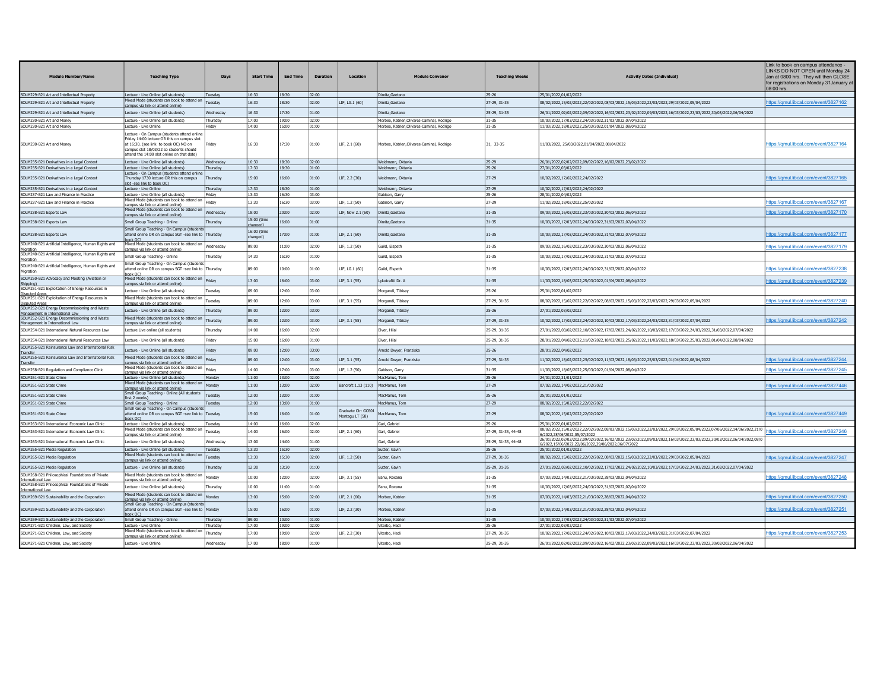| Module Number/Name | Teaching Type | Days | Start Time | End Time | Duration | Location | Module Convenor | Teaching Weeks | Activity Dates (Individual) | Link to book on campus attendance - LINKS DO NOT OPEN until Monday 24 Jan at 0800 hrs. They will then CLOSE for registrations on Monday 31January at 08:00 hrs. |
|---|---|---|---|---|---|---|---|---|---|---|
| SOLM229-B21 Art and Intellectual Property | Lecture - Live Online (all students) | Tuesday | 16:30 | 18:30 | 02:00 | | Dimita,Gaetano | 25-26 | 25/01/2022,01/02/2022 | |
| SOLM229-B21 Art and Intellectual Property | Mixed Mode (students can book to attend on campus via link or attend online) | Tuesday | 16:30 | 18:30 | 02:00 | LIF, LG.1 (60) | Dimita,Gaetano | 27-29, 31-35 | 08/02/2022,15/02/2022,22/02/2022,08/03/2022,15/03/2022,22/03/2022,29/03/2022,05/04/2022 | https://qmul.libcal.com/event/3827162 |
| SOLM229-B21 Art and Intellectual Property | Lecture - Live Online (all students) | Wednesday | 16:30 | 17:30 | 01:00 | | Dimita,Gaetano | 25-29, 31-35 | 26/01/2022,02/02/2022,09/02/2022,16/02/2022,23/02/2022,09/03/2022,16/03/2022,23/03/2022,30/03/2022,06/04/2022 | |
| SOLM230-B21 Art and Money | Lecture - Live Online (all students) | Thursday | 17:00 | 19:00 | 02:00 | | Morbee, Katrien,Olivares-Caminal, Rodrigo | 31-35 | 10/03/2022,17/03/2022,24/03/2022,31/03/2022,07/04/2022 | |
| SOLM230-B21 Art and Money | Lecture - Live Online | Friday | 14:00 | 15:00 | 01:00 | | Morbee, Katrien,Olivares-Caminal, Rodrigo | 31-35 | 11/03/2022,18/03/2022,25/03/2022,01/04/2022,08/04/2022 | |
| SOLM230-B21 Art and Money | Lecture - On Campus (students attend online Friday 14:00 lecture OR this on campus slot at 16:30. (see link to book OC) NO on campus slot 18/03/22 so students should attend the 14:00 slot online on that date) | Friday | 16:30 | 17:30 | 01:00 | LIF, 2.1 (60) | Morbee, Katrien,Olivares-Caminal, Rodrigo | 31, 33-35 | 11/03/2022, 25/03/2022,01/04/2022,08/04/2022 | https://qmul.libcal.com/event/3827164 |
| SOLM235-B21 Derivatives in a Legal Context | Lecture - Live Online (all students) | Wednesday | 16:30 | 18:30 | 02:00 | | Weidmann, Oktavia | 25-29 | 26/01/2022,02/02/2022,09/02/2022,16/02/2022,23/02/2022 | |
| SOLM235-B21 Derivatives in a Legal Context | Lecture - Live Online (all students) | Thursday | 17:30 | 18:30 | 01:00 | | Weidmann, Oktavia | 25-26 | 27/01/2022,03/02/2022 | |
| SOLM235-B21 Derivatives in a Legal Context | Lecture - On Campus (students attend online Thursday 1730 lecture OR this on campus slot -see link to book OC) | Thursday | 15:00 | 16:00 | 01:00 | LIF, 2.2 (30) | Weidmann, Oktavia | 27-29 | 10/02/2022,17/02/2022,24/02/2022 | https://qmul.libcal.com/event/3827165 |
| SOLM235-B21 Derivatives in a Legal Context | Lecture - Live Online | Thursday | 17:30 | 18:30 | 01:00 | | Weidmann, Oktavia | 27-29 | 10/02/2022,17/02/2022,24/02/2022 | |
| SOLM237-B21 Law and Finance in Practice | Lecture - Live Online (all students) | Friday | 13:30 | 16:30 | 03:00 | | Gabison, Garry | 25-26 | 28/01/2022,04/02/2022 | |
| SOLM237-B21 Law and Finance in Practice | Mixed Mode (students can book to attend on campus via link or attend online) | Friday | 13:30 | 16:30 | 03:00 | LIF, 1.2 (50) | Gabison, Garry | 27-29 | 11/02/2022,18/02/2022,25/02/2022 | https://qmul.libcal.com/event/3827167 |
| SOLM238-B21 Esports Law | Mixed Mode (students can book to attend on campus via link or attend online) | Wednesday | 18:00 | 20:00 | 02:00 | LIF, Now 2.1 (60) | Dimita,Gaetano | 31-35 | 09/03/2022,16/03/2022,23/03/2022,30/03/2022,06/04/2022 | https://qmul.libcal.com/event/3827170 |
| SOLM238-B21 Esports Law | Small Group Teaching - Online | Thursday | 15:00 (time changed) | 16:00 | 01:00 | | Dimita,Gaetano | 31-35 | 10/03/2022,17/03/2022,24/03/2022,31/03/2022,07/04/2022 | |
| SOLM238-B21 Esports Law | Small Group Teaching - On Campus (students attend online OR on campus SGT -see link to book OC) | Thursday | 16:00 (time changed) | 17:00 | 01:00 | LIF, 2.1 (60) | Dimita,Gaetano | 31-35 | 10/03/2022,17/03/2022,24/03/2022,31/03/2022,07/04/2022 | https://qmul.libcal.com/event/3827177 |
| SOLM240-B21 Artificial Intelligence, Human Rights and Migration | Mixed Mode (students can book to attend on campus via link or attend online) | Wednesday | 09:00 | 11:00 | 02:00 | LIF, 1.2 (50) | Guild, Elspeth | 31-35 | 09/03/2022,16/03/2022,23/03/2022,30/03/2022,06/04/2022 | https://qmul.libcal.com/event/3827179 |
| SOLM240-B21 Artificial Intelligence, Human Rights and Migration | Small Group Teaching - Online | Thursday | 14:30 | 15:30 | 01:00 | | Guild, Elspeth | 31-35 | 10/03/2022,17/03/2022,24/03/2022,31/03/2022,07/04/2022 | |
| SOLM240-B21 Artificial Intelligence, Human Rights and Migration | Small Group Teaching - On Campus (students attend online OR on campus SGT -see link to book OC) | Thursday | 09:00 | 10:00 | 01:00 | LIF, LG.1 (60) | Guild, Elspeth | 31-35 | 10/03/2022,17/03/2022,24/03/2022,31/03/2022,07/04/2022 | https://qmul.libcal.com/event/3827238 |
| SOLM250-B21 Advocacy and Mooting (Aviation or Shipping) | Mixed Mode (students can book to attend on campus via link or attend online) | Friday | 13:00 | 16:00 | 03:00 | LIF, 3.1 (55) | Lykotrafiti Dr. A | 31-35 | 11/03/2022,18/03/2022,25/03/2022,01/04/2022,08/04/2022 | https://qmul.libcal.com/event/3827239 |
| SOLM251-B21 Exploitation of Energy Resources in Disputed Areas | Lecture - Live Online (all students) | Tuesday | 09:00 | 12:00 | 03:00 | | Morgandi, Tibisay | 25-26 | 25/01/2022,01/02/2022 | |
| SOLM251-B21 Exploitation of Energy Resources in Disputed Areas | Mixed Mode (students can book to attend on campus via link or attend online) | Tuesday | 09:00 | 12:00 | 03:00 | LIF, 3.1 (55) | Morgandi, Tibisay | 27-29, 31-35 | 08/02/2022,15/02/2022,22/02/2022,08/03/2022,15/03/2022,22/03/2022,29/03/2022,05/04/2022 | https://qmul.libcal.com/event/3827240 |
| SOLM252-B21 Energy Decommissioning and Waste Management in International Law | Lecture - Live Online (all students) | Thursday | 09:00 | 12:00 | 03:00 | | Morgandi, Tibisay | 25-26 | 27/01/2022,03/02/2022 | |
| SOLM252-B21 Energy Decommissioning and Waste Management in International Law | Mixed Mode (students can book to attend on campus via link or attend online) | Thursday | 09:00 | 12:00 | 03:00 | LIF, 3.1 (55) | Morgandi, Tibisay | 27-29, 31-35 | 10/02/2022,17/02/2022,24/02/2022,10/03/2022,17/03/2022,24/03/2022,31/03/2022,07/04/2022 | https://qmul.libcal.com/event/3827242 |
| SOLM254-B21 International Natural Resources Law | Lecture Live online (all students) | Thursday | 14:00 | 16:00 | 02:00 | | Elver, Hilal | 25-29, 31-35 | 27/01/2022,03/02/2022,10/02/2022,17/02/2022,24/02/2022,10/03/2022,17/03/2022,24/03/2022,31/03/2022,07/04/2022 | |
| SOLM254-B21 International Natural Resources Law | Lecture - Live Online (all students) | Friday | 15:00 | 16:00 | 01:00 | | Elver, Hilal | 25-29, 31-35 | 28/01/2022,04/02/2022,11/02/2022,18/02/2022,25/02/2022,11/03/2022,18/03/2022,25/03/2022,01/04/2022,08/04/2022 | |
| SOLM255-B21 Reinsurance Law and International Risk Transfer | Lecture - Live Online (all students) | Friday | 09:00 | 12:00 | 03:00 | | Arnold Dwyer, Franziska | 25-26 | 28/01/2022,04/02/2022 | |
| SOLM255-B21 Reinsurance Law and International Risk Transfer | Mixed Mode (students can book to attend on campus via link or attend online) | Friday | 09:00 | 12:00 | 03:00 | LIF, 3.1 (55) | Arnold Dwyer, Franziska | 27-29, 31-35 | 11/02/2022,18/02/2022,25/02/2022,11/03/2022,18/03/2022,25/03/2022,01/04/2022,08/04/2022 | https://qmul.libcal.com/event/3827244 |
| SOLM258-B21 Regulation and Compliance Clinic | Mixed Mode (students can book to attend on campus via link or attend online) | Friday | 14:00 | 17:00 | 03:00 | LIF, 1.2 (50) | Gabison, Garry | 31-35 | 11/03/2022,18/03/2022,25/03/2022,01/04/2022,08/04/2022 | https://qmul.libcal.com/event/3827245 |
| SOLM261-B21 State Crime | Lecture - Live Online (all students) | Monday | 11:00 | 13:00 | 02:00 | | MacManus, Tom | 25-26 | 24/01/2022,31/01/2022 | |
| SOLM261-B21 State Crime | Mixed Mode (students can book to attend on campus via link or attend online) | Monday | 11:00 | 13:00 | 02:00 | Bancroft:1.13 (110) | MacManus, Tom | 27-29 | 07/02/2022,14/02/2022,21/02/2022 | https://qmul.libcal.com/event/3827446 |
| SOLM261-B21 State Crime | Small Group Teaching - Online (All students first 2 weeks) | Tuesday | 12:00 | 13:00 | 01:00 | | MacManus, Tom | 25-26 | 25/01/2022,01/02/2022 | |
| SOLM261-B21 State Crime | Small Group Teaching - Online | Tuesday | 12:00 | 13:00 | 01:00 | | MacManus, Tom | 27-29 | 08/02/2022,15/02/2022,22/02/2022 | |
| SOLM261-B21 State Crime | Small Group Teaching - On Campus (students attend online OR on campus SGT -see link to book OC) | Tuesday | 15:00 | 16:00 | 01:00 | Graduate Ctr: GC601 Montagu LT (58) | MacManus, Tom | 27-29 | 08/02/2022,15/02/2022,22/02/2022 | https://qmul.libcal.com/event/3827449 |
| SOLM263-B21 International Economic Law Clinic | Lecture - Live Online (all students) | Tuesday | 14:00 | 16:00 | 02:00 | | Gari, Gabriel | 25-26 | 25/01/2022,01/02/2022 | |
| SOLM263-B21 International Economic Law Clinic | Mixed Mode (students can book to attend on campus via link or attend online) | Tuesday | 14:00 | 16:00 | 02:00 | LIF, 2.1 (60) | Gari, Gabriel | 27-29, 31-35, 44-48 | 08/02/2022,15/02/2022,22/02/2022,08/03/2022,15/03/2022,22/03/2022,29/03/2022,05/04/2022,07/06/2022,14/06/2022,21/06/2022,28/06/2022,05/07/2022 | https://qmul.libcal.com/event/3827246 |
| SOLM263-B21 International Economic Law Clinic | Lecture - Live Online (all students) | Wednesday | 13:00 | 14:00 | 01:00 | | Gari, Gabriel | 25-29, 31-35, 44-48 | 26/01/2022,02/02/2022,09/02/2022,16/02/2022,23/02/2022,09/03/2022,16/03/2022,23/03/2022,30/03/2022,06/04/2022,08/06/2022,15/06/2022,22/06/2022,29/06/2022,06/07/2022 | |
| SOLM265-B21 Media Regulation | Lecture - Live Online (all students) | Tuesday | 13:30 | 15:30 | 02:00 | | Sutter, Gavin | 25-26 | 25/01/2022,01/02/2022 | |
| SOLM265-B21 Media Regulation | Mixed Mode (students can book to attend on campus via link or attend online) | Tuesday | 13:30 | 15:30 | 02:00 | LIF, 1.2 (50) | Sutter, Gavin | 27-29, 31-35 | 08/02/2022,15/02/2022,22/02/2022,08/03/2022,15/03/2022,22/03/2022,29/03/2022,05/04/2022 | https://qmul.libcal.com/event/3827247 |
| SOLM265-B21 Media Regulation | Lecture - Live Online (all students) | Thursday | 12:30 | 13:30 | 01:00 | | Sutter, Gavin | 25-29, 31-35 | 27/01/2022,03/02/2022,10/02/2022,17/02/2022,24/02/2022,10/03/2022,17/03/2022,24/03/2022,31/03/2022,07/04/2022 | |
| SOLM268-B21 Philosophical Foundations of Private International Law | Mixed Mode (students can book to attend on campus via link or attend online) | Monday | 10:00 | 12:00 | 02:00 | LIF, 3.1 (55) | Banu, Roxana | 31-35 | 07/03/2022,14/03/2022,21/03/2022,28/03/2022,04/04/2022 | https://qmul.libcal.com/event/3827248 |
| SOLM268-B21 Philosophical Foundations of Private International Law | Lecture - Live Online (all students) | Thursday | 10:00 | 11:00 | 01:00 | | Banu, Roxana | 31-35 | 10/03/2022,17/03/2022,24/03/2022,31/03/2022,07/04/2022 | |
| SOLM269-B21 Sustainability and the Corporation | Mixed Mode (students can book to attend on campus via link or attend online) | Monday | 13:00 | 15:00 | 02:00 | LIF, 2.1 (60) | Morbee, Katrien | 31-35 | 07/03/2022,14/03/2022,21/03/2022,28/03/2022,04/04/2022 | https://qmul.libcal.com/event/3827250 |
| SOLM269-B21 Sustainability and the Corporation | Small Group Teaching - On Campus (students attend online OR on campus SGT -see link to book OC) | Monday | 15:00 | 16:00 | 01:00 | LIF, 2.2 (30) | Morbee, Katrien | 31-35 | 07/03/2022,14/03/2022,21/03/2022,28/03/2022,04/04/2022 | https://qmul.libcal.com/event/3827251 |
| SOLM269-B21 Sustainability and the Corporation | Small Group Teaching - Online | Thursday | 09:00 | 10:00 | 01:00 | | Morbee, Katrien | 31-35 | 10/03/2022,17/03/2022,24/03/2022,31/03/2022,07/04/2022 | |
| SOLM271-B21 Children, Law, and Society | Lecture - Live Online | Thursday | 17:00 | 19:00 | 02:00 | | Viterbo, Hedi | 25-26 | 27/01/2022,03/02/2022 | |
| SOLM271-B21 Children, Law, and Society | Mixed Mode (students can book to attend on campus via link or attend online) | Thursday | 17:00 | 19:00 | 02:00 | LIF, 2.2 (30) | Viterbo, Hedi | 27-29, 31-35 | 10/02/2022,17/02/2022,24/02/2022,10/03/2022,17/03/2022,24/03/2022,31/03/2022,07/04/2022 | https://qmul.libcal.com/event/3827253 |
| SOLM271-B21 Children, Law, and Society | Lecture - Live Online | Wednesday | 17:00 | 18:00 | 01:00 | | Viterbo, Hedi | 25-29, 31-35 | 26/01/2022,02/02/2022,09/02/2022,16/02/2022,23/02/2022,09/03/2022,16/03/2022,23/03/2022,30/03/2022,06/04/2022 | |